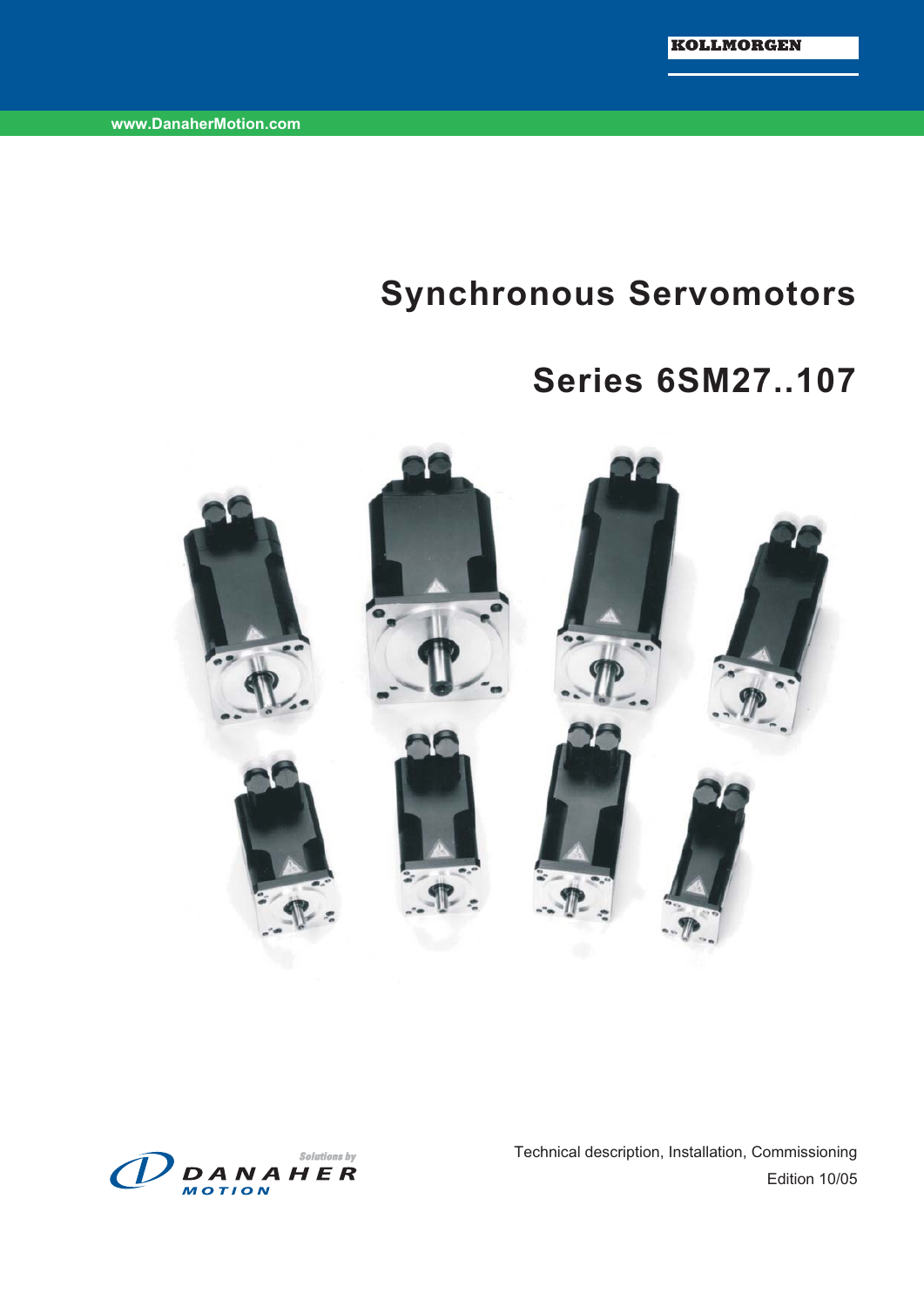KOLLMORGEN

www.DanaherMotion.com

# Synchronous Servomotors

# Series 6SM27..107

Solutions by DANAHER MOTION

Technical description, Installation, Commissioning

Edition 10/05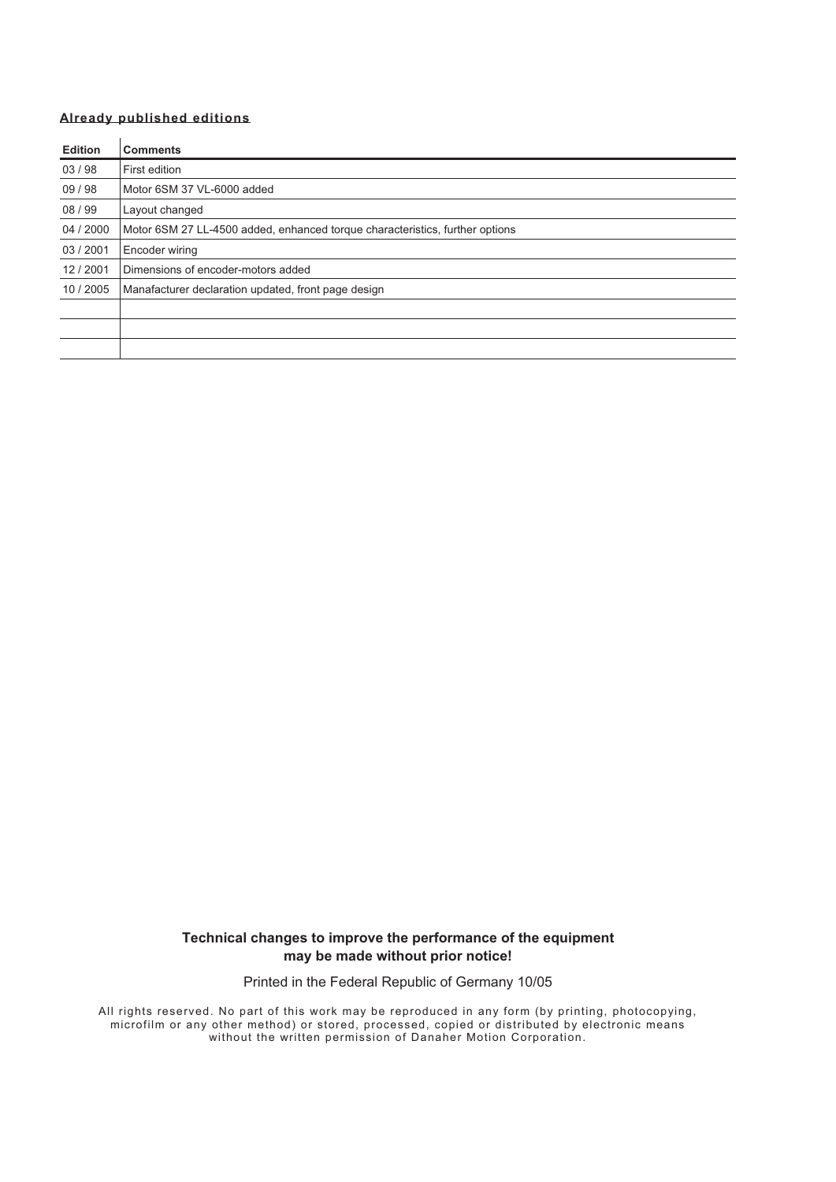**Already published editions**

| Edition | Comments |
| --- | --- |
| 03 / 98 | First edition |
| 09 / 98 | Motor 6SM 37 VL-6000 added |
| 08 / 99 | Layout changed |
| 04 / 2000 | Motor 6SM 27 LL-4500 added, enhanced torque characteristics, further options |
| 03 / 2001 | Encoder wiring |
| 12 / 2001 | Dimensions of encoder-motors added |
| 10 / 2005 | Manafacturer declaration updated, front page design |
| | |
| | |
| | |

**Technical changes to improve the performance of the equipment may be made without prior notice!**

Printed in the Federal Republic of Germany 10/05

All rights reserved. No part of this work may be reproduced in any form (by printing, photocopying, microfilm or any other method) or stored, processed, copied or distributed by electronic means without the written permission of Danaher Motion Corporation.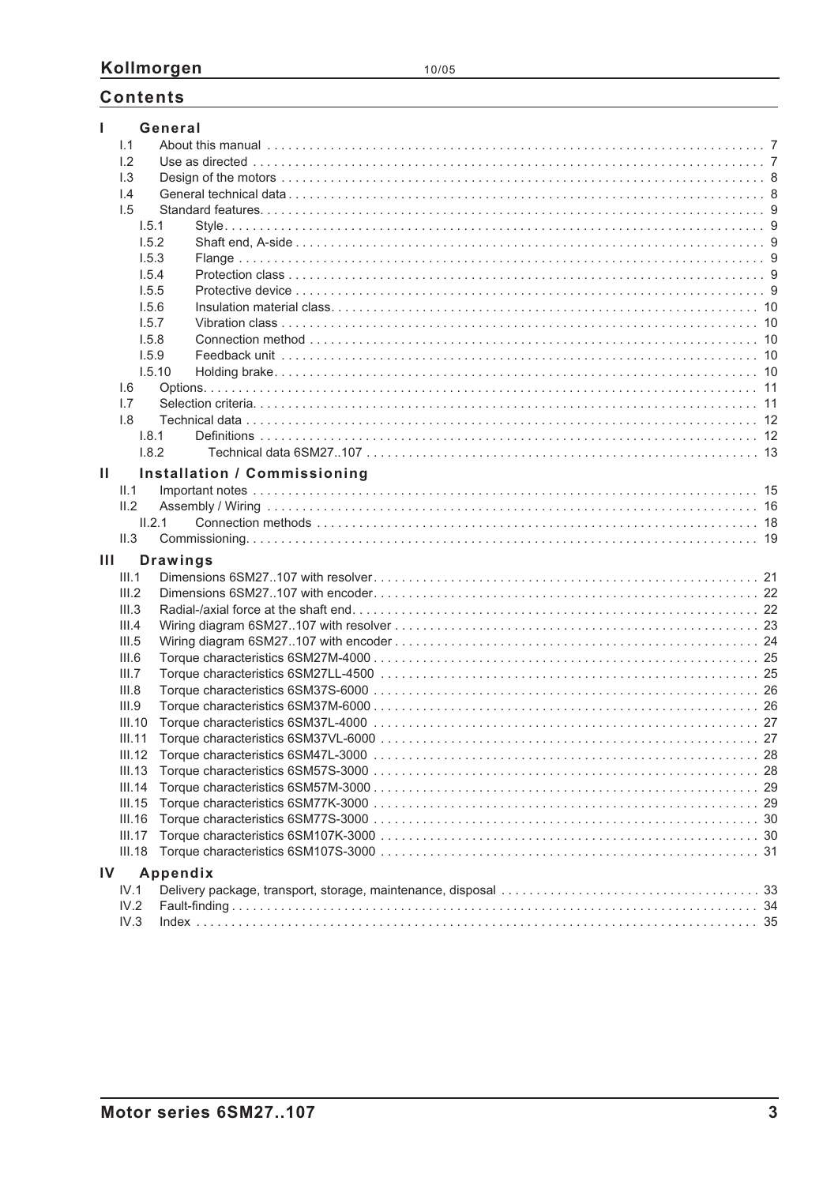## Contents

**I General**

- I.1 About this manual ... 7
- I.2 Use as directed ... 7
- I.3 Design of the motors ... 8
- I.4 General technical data ... 8
- I.5 Standard features ... 9
  - I.5.1 Style ... 9
  - I.5.2 Shaft end, A-side ... 9
  - I.5.3 Flange ... 9
  - I.5.4 Protection class ... 9
  - I.5.5 Protective device ... 9
  - I.5.6 Insulation material class ... 10
  - I.5.7 Vibration class ... 10
  - I.5.8 Connection method ... 10
  - I.5.9 Feedback unit ... 10
  - I.5.10 Holding brake ... 10
- I.6 Options ... 11
- I.7 Selection criteria ... 11
- I.8 Technical data ... 12
  - I.8.1 Definitions ... 12
  - I.8.2 Technical data 6SM27..107 ... 13

**II Installation / Commissioning**

- II.1 Important notes ... 15
- II.2 Assembly / Wiring ... 16
  - II.2.1 Connection methods ... 18
- II.3 Commissioning ... 19

**III Drawings**

- III.1 Dimensions 6SM27..107 with resolver ... 21
- III.2 Dimensions 6SM27..107 with encoder ... 22
- III.3 Radial-/axial force at the shaft end ... 22
- III.4 Wiring diagram 6SM27..107 with resolver ... 23
- III.5 Wiring diagram 6SM27..107 with encoder ... 24
- III.6 Torque characteristics 6SM27M-4000 ... 25
- III.7 Torque characteristics 6SM27LL-4500 ... 25
- III.8 Torque characteristics 6SM37S-6000 ... 26
- III.9 Torque characteristics 6SM37M-6000 ... 26
- III.10 Torque characteristics 6SM37L-4000 ... 27
- III.11 Torque characteristics 6SM37VL-6000 ... 27
- III.12 Torque characteristics 6SM47L-3000 ... 28
- III.13 Torque characteristics 6SM57S-3000 ... 28
- III.14 Torque characteristics 6SM57M-3000 ... 29
- III.15 Torque characteristics 6SM77K-3000 ... 29
- III.16 Torque characteristics 6SM77S-3000 ... 30
- III.17 Torque characteristics 6SM107K-3000 ... 30
- III.18 Torque characteristics 6SM107S-3000 ... 31

**IV Appendix**

- IV.1 Delivery package, transport, storage, maintenance, disposal ... 33
- IV.2 Fault-finding ... 34
- IV.3 Index ... 35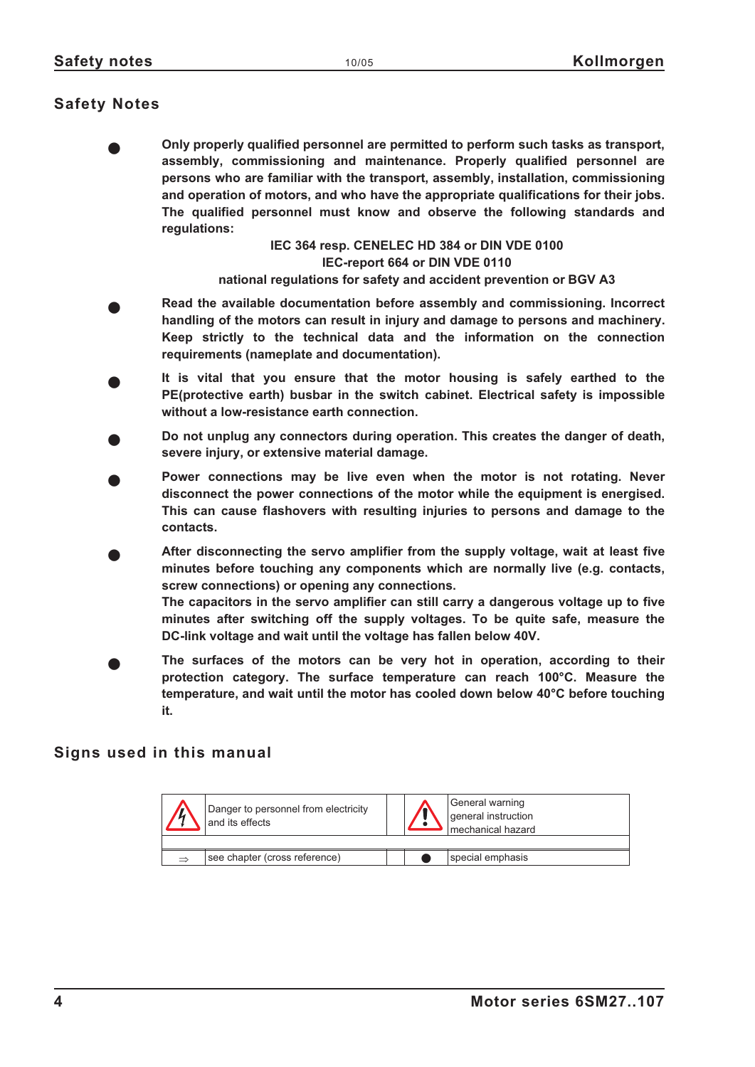## Safety Notes

- **Only properly qualified personnel are permitted to perform such tasks as transport, assembly, commissioning and maintenance. Properly qualified personnel are persons who are familiar with the transport, assembly, installation, commissioning and operation of motors, and who have the appropriate qualifications for their jobs. The qualified personnel must know and observe the following standards and regulations:**

  **IEC 364 resp. CENELEC HD 384 or DIN VDE 0100**
  **IEC-report 664 or DIN VDE 0110**
  **national regulations for safety and accident prevention or BGV A3**

- **Read the available documentation before assembly and commissioning. Incorrect handling of the motors can result in injury and damage to persons and machinery. Keep strictly to the technical data and the information on the connection requirements (nameplate and documentation).**

- **It is vital that you ensure that the motor housing is safely earthed to the PE(protective earth) busbar in the switch cabinet. Electrical safety is impossible without a low-resistance earth connection.**

- **Do not unplug any connectors during operation. This creates the danger of death, severe injury, or extensive material damage.**

- **Power connections may be live even when the motor is not rotating. Never disconnect the power connections of the motor while the equipment is energised. This can cause flashovers with resulting injuries to persons and damage to the contacts.**

- **After disconnecting the servo amplifier from the supply voltage, wait at least five minutes before touching any components which are normally live (e.g. contacts, screw connections) or opening any connections.**
  **The capacitors in the servo amplifier can still carry a dangerous voltage up to five minutes after switching off the supply voltages. To be quite safe, measure the DC-link voltage and wait until the voltage has fallen below 40V.**

- **The surfaces of the motors can be very hot in operation, according to their protection category. The surface temperature can reach 100°C. Measure the temperature, and wait until the motor has cooled down below 40°C before touching it.**

## Signs used in this manual

| Sign | Meaning | | Sign | Meaning |
|---|---|---|---|---|
| ⚠ (lightning) | Danger to personnel from electricity and its effects | | ⚠ (!) | General warning<br>general instruction<br>mechanical hazard |
| ⇒ | see chapter (cross reference) | | ● | special emphasis |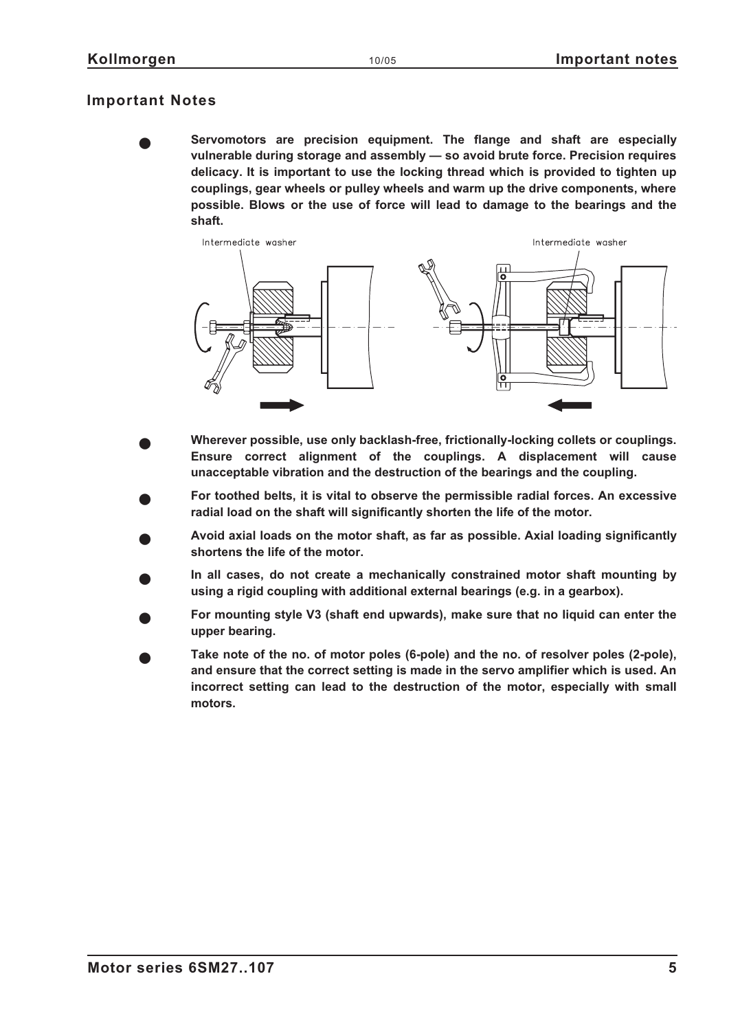## Important Notes

- **Servomotors are precision equipment. The flange and shaft are especially vulnerable during storage and assembly — so avoid brute force. Precision requires delicacy. It is important to use the locking thread which is provided to tighten up couplings, gear wheels or pulley wheels and warm up the drive components, where possible. Blows or the use of force will lead to damage to the bearings and the shaft.**

Intermediate washer

Intermediate washer

- **Wherever possible, use only backlash-free, frictionally-locking collets or couplings. Ensure correct alignment of the couplings. A displacement will cause unacceptable vibration and the destruction of the bearings and the coupling.**
- **For toothed belts, it is vital to observe the permissible radial forces. An excessive radial load on the shaft will significantly shorten the life of the motor.**
- **Avoid axial loads on the motor shaft, as far as possible. Axial loading significantly shortens the life of the motor.**
- **In all cases, do not create a mechanically constrained motor shaft mounting by using a rigid coupling with additional external bearings (e.g. in a gearbox).**
- **For mounting style V3 (shaft end upwards), make sure that no liquid can enter the upper bearing.**
- **Take note of the no. of motor poles (6-pole) and the no. of resolver poles (2-pole), and ensure that the correct setting is made in the servo amplifier which is used. An incorrect setting can lead to the destruction of the motor, especially with small motors.**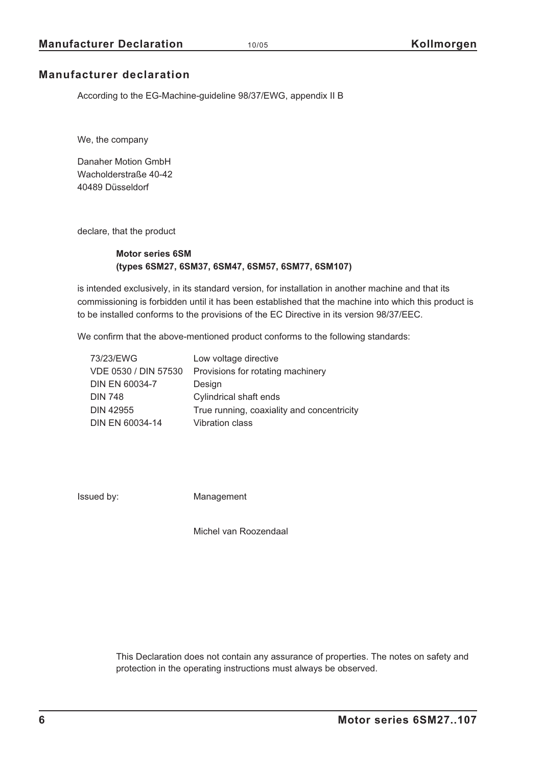## Manufacturer declaration

According to the EG-Machine-guideline 98/37/EWG, appendix II B

We, the company

Danaher Motion GmbH
Wacholderstraße 40-42
40489 Düsseldorf

declare, that the product

**Motor series 6SM**
**(types 6SM27, 6SM37, 6SM47, 6SM57, 6SM77, 6SM107)**

is intended exclusively, in its standard version, for installation in another machine and that its commissioning is forbidden until it has been established that the machine into which this product is to be installed conforms to the provisions of the EC Directive in its version 98/37/EEC.

We confirm that the above-mentioned product conforms to the following standards:

| | |
|---|---|
| 73/23/EWG | Low voltage directive |
| VDE 0530 / DIN 57530 | Provisions for rotating machinery |
| DIN EN 60034-7 | Design |
| DIN 748 | Cylindrical shaft ends |
| DIN 42955 | True running, coaxiality and concentricity |
| DIN EN 60034-14 | Vibration class |

Issued by: Management

Michel van Roozendaal

This Declaration does not contain any assurance of properties. The notes on safety and protection in the operating instructions must always be observed.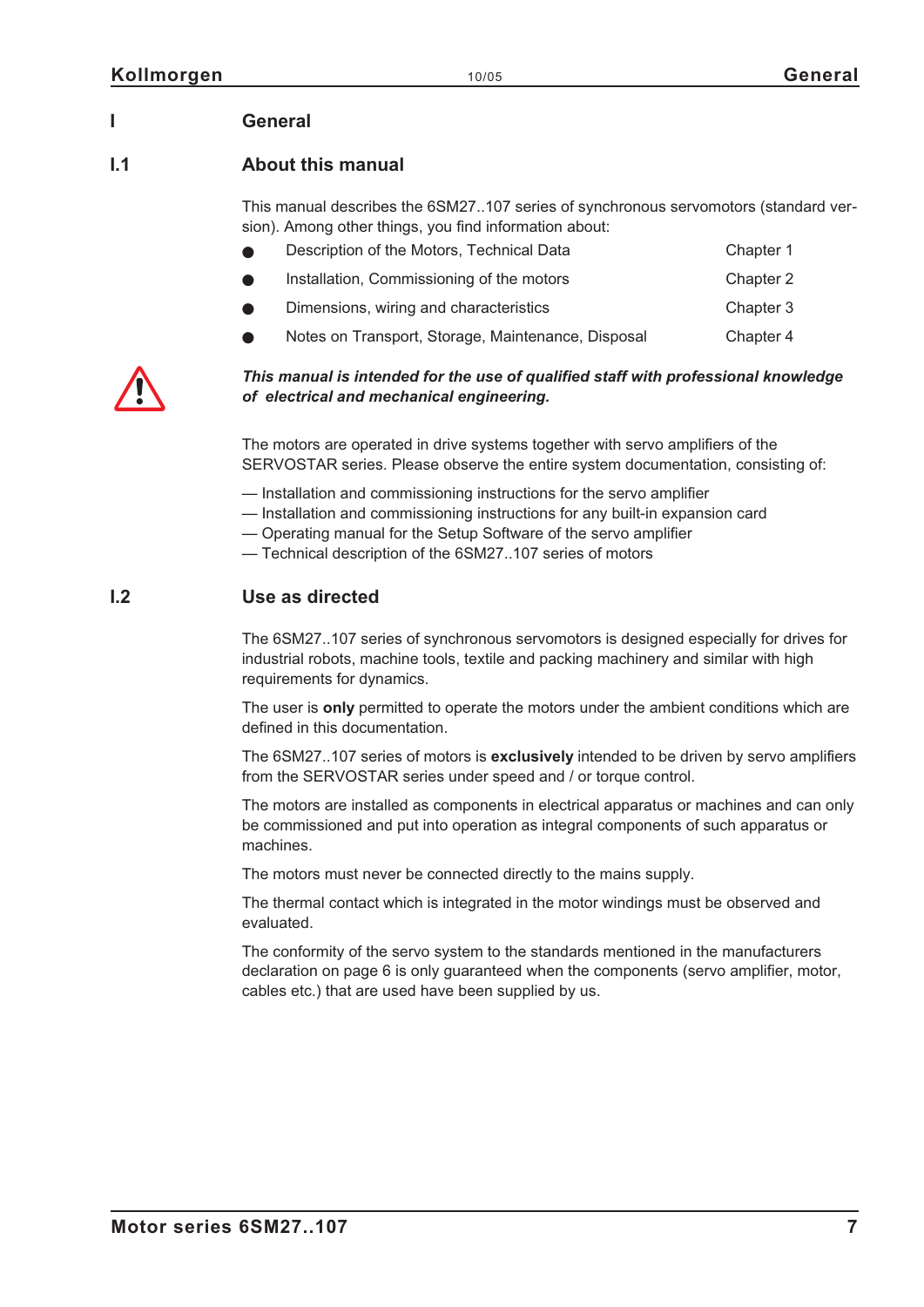# I General

## I.1 About this manual

This manual describes the 6SM27..107 series of synchronous servomotors (standard version). Among other things, you find information about:

- Description of the Motors, Technical Data — Chapter 1
- Installation, Commissioning of the motors — Chapter 2
- Dimensions, wiring and characteristics — Chapter 3
- Notes on Transport, Storage, Maintenance, Disposal — Chapter 4

***This manual is intended for the use of qualified staff with professional knowledge of electrical and mechanical engineering.***

The motors are operated in drive systems together with servo amplifiers of the SERVOSTAR series. Please observe the entire system documentation, consisting of:

— Installation and commissioning instructions for the servo amplifier
— Installation and commissioning instructions for any built-in expansion card
— Operating manual for the Setup Software of the servo amplifier
— Technical description of the 6SM27..107 series of motors

## I.2 Use as directed

The 6SM27..107 series of synchronous servomotors is designed especially for drives for industrial robots, machine tools, textile and packing machinery and similar with high requirements for dynamics.

The user is **only** permitted to operate the motors under the ambient conditions which are defined in this documentation.

The 6SM27..107 series of motors is **exclusively** intended to be driven by servo amplifiers from the SERVOSTAR series under speed and / or torque control.

The motors are installed as components in electrical apparatus or machines and can only be commissioned and put into operation as integral components of such apparatus or machines.

The motors must never be connected directly to the mains supply.

The thermal contact which is integrated in the motor windings must be observed and evaluated.

The conformity of the servo system to the standards mentioned in the manufacturers declaration on page 6 is only guaranteed when the components (servo amplifier, motor, cables etc.) that are used have been supplied by us.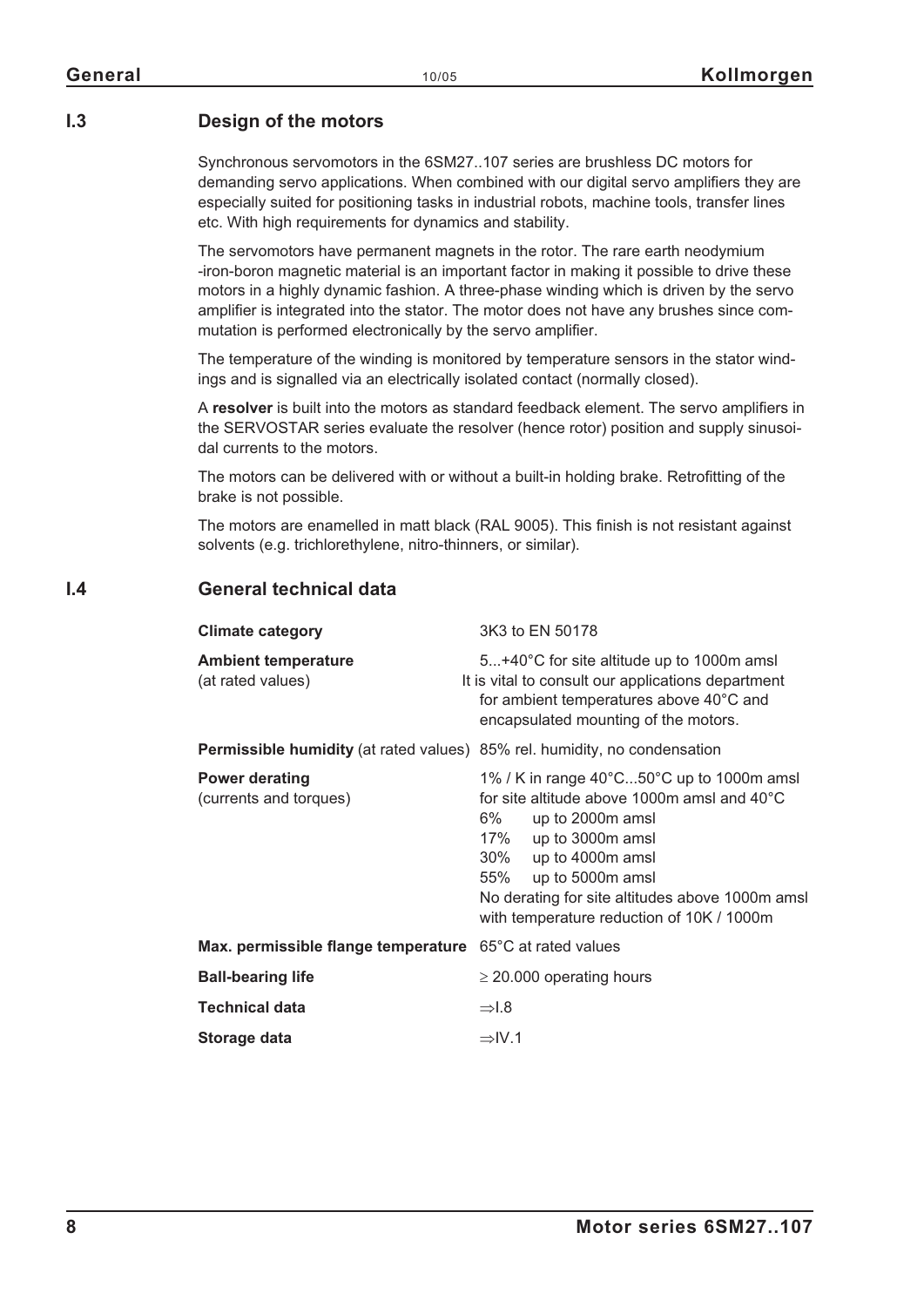## I.3 Design of the motors

Synchronous servomotors in the 6SM27..107 series are brushless DC motors for demanding servo applications. When combined with our digital servo amplifiers they are especially suited for positioning tasks in industrial robots, machine tools, transfer lines etc. With high requirements for dynamics and stability.

The servomotors have permanent magnets in the rotor. The rare earth neodymium -iron-boron magnetic material is an important factor in making it possible to drive these motors in a highly dynamic fashion. A three-phase winding which is driven by the servo amplifier is integrated into the stator. The motor does not have any brushes since commutation is performed electronically by the servo amplifier.

The temperature of the winding is monitored by temperature sensors in the stator windings and is signalled via an electrically isolated contact (normally closed).

A **resolver** is built into the motors as standard feedback element. The servo amplifiers in the SERVOSTAR series evaluate the resolver (hence rotor) position and supply sinusoidal currents to the motors.

The motors can be delivered with or without a built-in holding brake. Retrofitting of the brake is not possible.

The motors are enamelled in matt black (RAL 9005). This finish is not resistant against solvents (e.g. trichlorethylene, nitro-thinners, or similar).

## I.4 General technical data

| | |
|---|---|
| **Climate category** | 3K3 to EN 50178 |
| **Ambient temperature** (at rated values) | 5...+40°C for site altitude up to 1000m amsl<br>It is vital to consult our applications department for ambient temperatures above 40°C and encapsulated mounting of the motors. |
| **Permissible humidity** (at rated values) | 85% rel. humidity, no condensation |
| **Power derating** (currents and torques) | 1% / K in range 40°C...50°C up to 1000m amsl<br>for site altitude above 1000m amsl and 40°C<br>6% up to 2000m amsl<br>17% up to 3000m amsl<br>30% up to 4000m amsl<br>55% up to 5000m amsl<br>No derating for site altitudes above 1000m amsl with temperature reduction of 10K / 1000m |
| **Max. permissible flange temperature** | 65°C at rated values |
| **Ball-bearing life** | ≥ 20.000 operating hours |
| **Technical data** | ⇒I.8 |
| **Storage data** | ⇒IV.1 |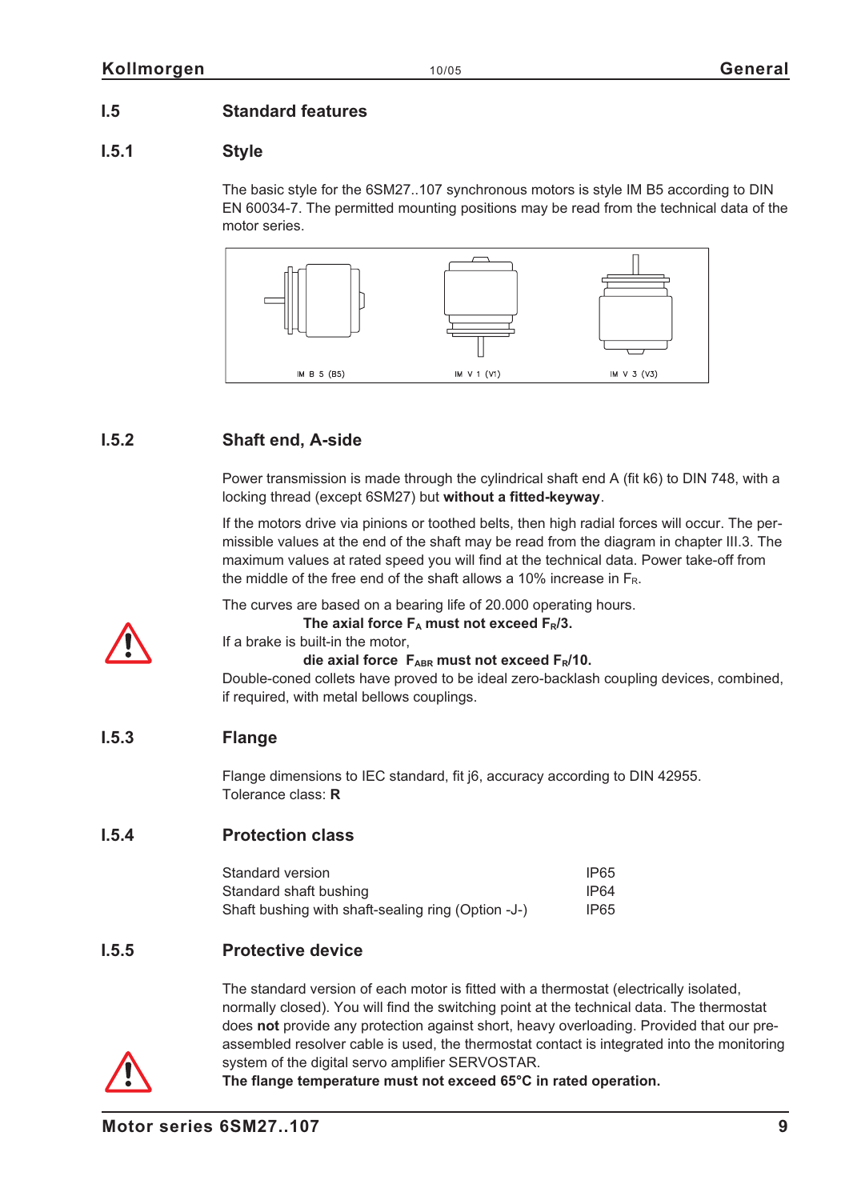## I.5 Standard features

### I.5.1 Style

The basic style for the 6SM27..107 synchronous motors is style IM B5 according to DIN EN 60034-7. The permitted mounting positions may be read from the technical data of the motor series.

IM B 5 (B5) IM V 1 (V1) IM V 3 (V3)

### I.5.2 Shaft end, A-side

Power transmission is made through the cylindrical shaft end A (fit k6) to DIN 748, with a locking thread (except 6SM27) but **without a fitted-keyway**.

If the motors drive via pinions or toothed belts, then high radial forces will occur. The permissible values at the end of the shaft may be read from the diagram in chapter III.3. The maximum values at rated speed you will find at the technical data. Power take-off from the middle of the free end of the shaft allows a 10% increase in $F_R$.

The curves are based on a bearing life of 20.000 operating hours.

**The axial force $F_A$ must not exceed $F_R/3$.**

If a brake is built-in the motor,

**die axial force $F_{ABR}$ must not exceed $F_R/10$.**

Double-coned collets have proved to be ideal zero-backlash coupling devices, combined, if required, with metal bellows couplings.

### I.5.3 Flange

Flange dimensions to IEC standard, fit j6, accuracy according to DIN 42955.
Tolerance class: **R**

### I.5.4 Protection class

| | |
|---|---|
| Standard version | IP65 |
| Standard shaft bushing | IP64 |
| Shaft bushing with shaft-sealing ring (Option -J-) | IP65 |

### I.5.5 Protective device

The standard version of each motor is fitted with a thermostat (electrically isolated, normally closed). You will find the switching point at the technical data. The thermostat does **not** provide any protection against short, heavy overloading. Provided that our pre-assembled resolver cable is used, the thermostat contact is integrated into the monitoring system of the digital servo amplifier SERVOSTAR.

**The flange temperature must not exceed 65°C in rated operation.**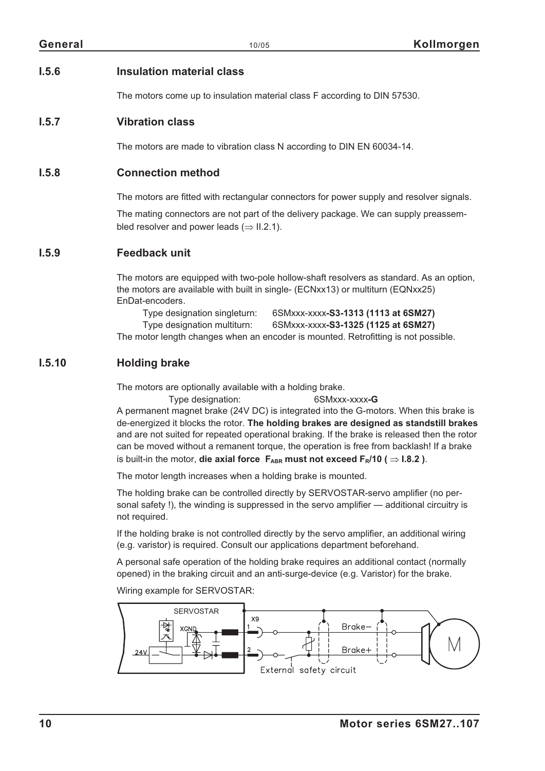### I.5.6 Insulation material class

The motors come up to insulation material class F according to DIN 57530.

### I.5.7 Vibration class

The motors are made to vibration class N according to DIN EN 60034-14.

### I.5.8 Connection method

The motors are fitted with rectangular connectors for power supply and resolver signals.

The mating connectors are not part of the delivery package. We can supply preassembled resolver and power leads (⇒ II.2.1).

### I.5.9 Feedback unit

The motors are equipped with two-pole hollow-shaft resolvers as standard. As an option, the motors are available with built in single- (ECNxx13) or multiturn (EQNxx25) EnDat-encoders.

Type designation singleturn: 6SMxxx-xxxx**-S3-1313 (1113 at 6SM27)**
Type designation multiturn: 6SMxxx-xxxx**-S3-1325 (1125 at 6SM27)**

The motor length changes when an encoder is mounted. Retrofitting is not possible.

### I.5.10 Holding brake

The motors are optionally available with a holding brake.

Type designation: 6SMxxx-xxxx**-G**

A permanent magnet brake (24V DC) is integrated into the G-motors. When this brake is de-energized it blocks the rotor. **The holding brakes are designed as standstill brakes** and are not suited for repeated operational braking. If the brake is released then the rotor can be moved without a remanent torque, the operation is free from backlash! If a brake is built-in the motor, **die axial force $F_{ABR}$ must not exceed $F_R$/10 ( ⇒ I.8.2 )**.

The motor length increases when a holding brake is mounted.

The holding brake can be controlled directly by SERVOSTAR-servo amplifier (no personal safety !), the winding is suppressed in the servo amplifier — additional circuitry is not required.

If the holding brake is not controlled directly by the servo amplifier, an additional wiring (e.g. varistor) is required. Consult our applications department beforehand.

A personal safe operation of the holding brake requires an additional contact (normally opened) in the braking circuit and an anti-surge-device (e.g. Varistor) for the brake.

Wiring example for SERVOSTAR:

SERVOSTAR, XGND, 24V, X9, 1, 2, Brake−, Brake+, External safety circuit, M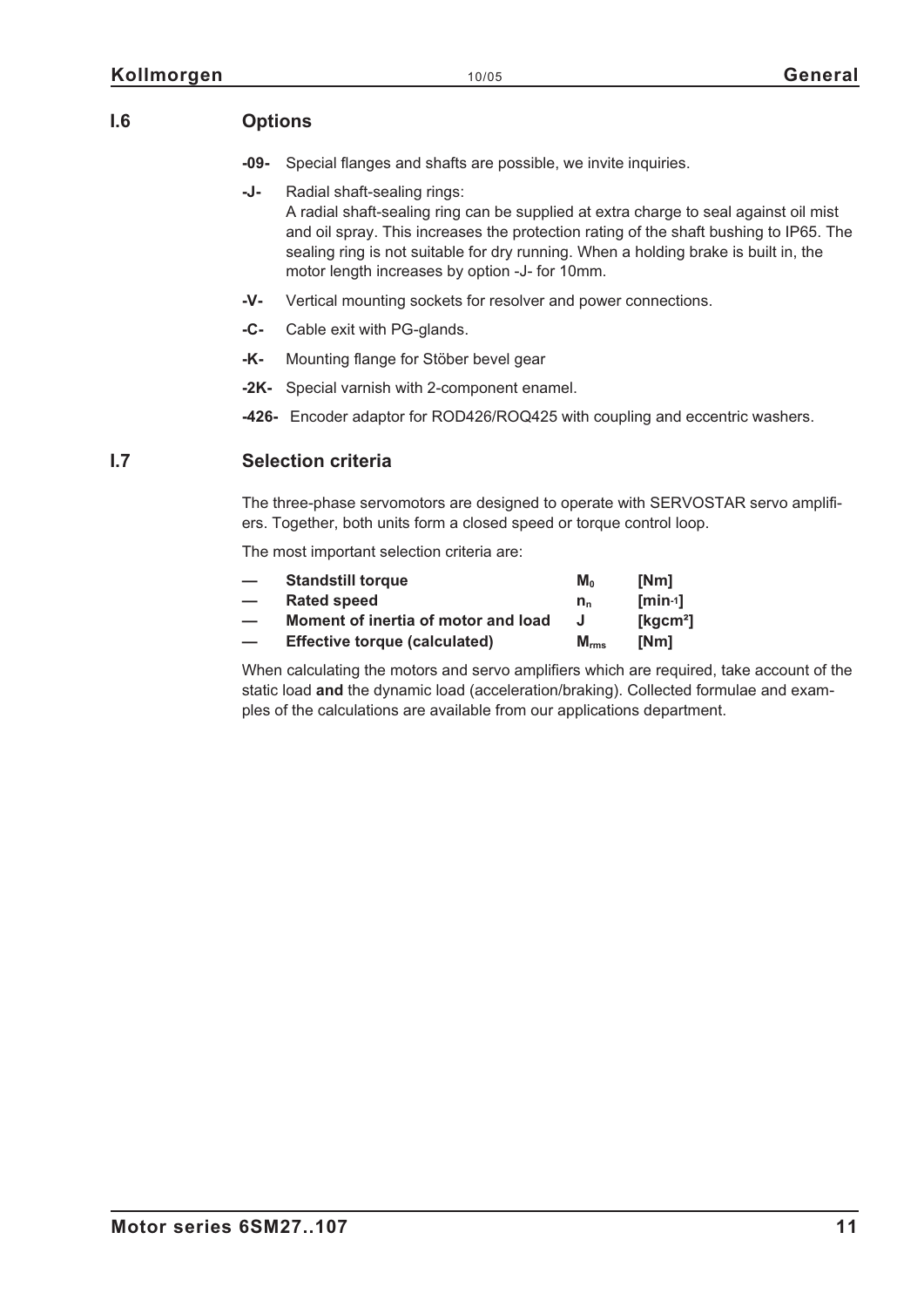## I.6 Options

- **-09-** Special flanges and shafts are possible, we invite inquiries.
- **-J-** Radial shaft-sealing rings:
  A radial shaft-sealing ring can be supplied at extra charge to seal against oil mist and oil spray. This increases the protection rating of the shaft bushing to IP65. The sealing ring is not suitable for dry running. When a holding brake is built in, the motor length increases by option -J- for 10mm.
- **-V-** Vertical mounting sockets for resolver and power connections.
- **-C-** Cable exit with PG-glands.
- **-K-** Mounting flange for Stöber bevel gear
- **-2K-** Special varnish with 2-component enamel.
- **-426-** Encoder adaptor for ROD426/ROQ425 with coupling and eccentric washers.

## I.7 Selection criteria

The three-phase servomotors are designed to operate with SERVOSTAR servo amplifiers. Together, both units form a closed speed or torque control loop.

The most important selection criteria are:

| | | | |
|---|---|---|---|
| — | **Standstill torque** | $M_0$ | **[Nm]** |
| — | **Rated speed** | $n_n$ | **[min$^{-1}$]** |
| — | **Moment of inertia of motor and load** | **J** | **[kgcm$^2$]** |
| — | **Effective torque (calculated)** | $M_{rms}$ | **[Nm]** |

When calculating the motors and servo amplifiers which are required, take account of the static load **and** the dynamic load (acceleration/braking). Collected formulae and examples of the calculations are available from our applications department.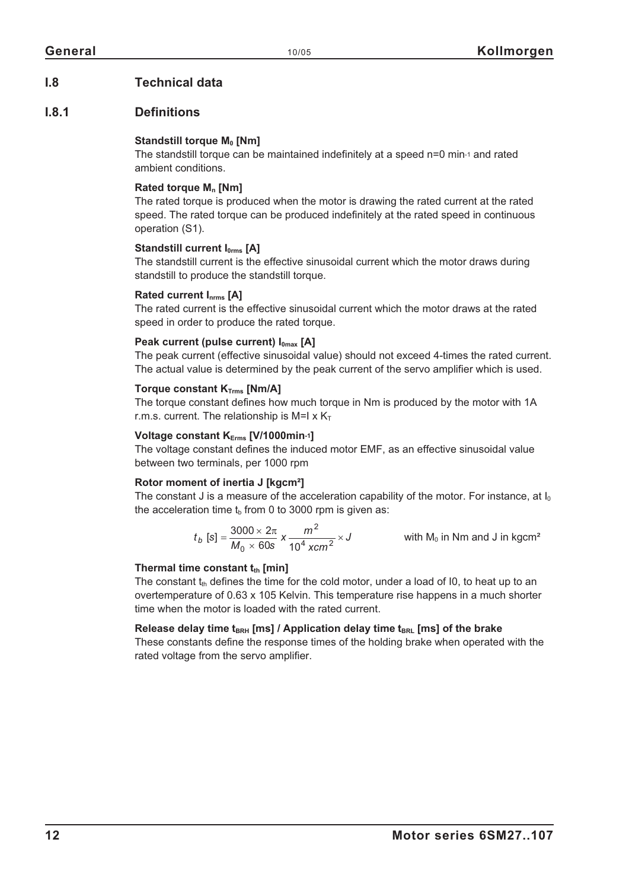## I.8 Technical data

### I.8.1 Definitions

**Standstill torque $M_0$ [Nm]**
The standstill torque can be maintained indefinitely at a speed n=0 $min^{-1}$ and rated ambient conditions.

**Rated torque $M_n$ [Nm]**
The rated torque is produced when the motor is drawing the rated current at the rated speed. The rated torque can be produced indefinitely at the rated speed in continuous operation (S1).

**Standstill current $I_{0rms}$ [A]**
The standstill current is the effective sinusoidal current which the motor draws during standstill to produce the standstill torque.

**Rated current $I_{nrms}$ [A]**
The rated current is the effective sinusoidal current which the motor draws at the rated speed in order to produce the rated torque.

**Peak current (pulse current) $I_{0max}$ [A]**
The peak current (effective sinusoidal value) should not exceed 4-times the rated current. The actual value is determined by the peak current of the servo amplifier which is used.

**Torque constant $K_{Trms}$ [Nm/A]**
The torque constant defines how much torque in Nm is produced by the motor with 1A r.m.s. current. The relationship is $M = I \times K_T$

**Voltage constant $K_{Erms}$ [V/1000min$^{-1}$]**
The voltage constant defines the induced motor EMF, as an effective sinusoidal value between two terminals, per 1000 rpm

**Rotor moment of inertia J [kgcm²]**
The constant J is a measure of the acceleration capability of the motor. For instance, at $I_0$ the acceleration time $t_b$ from 0 to 3000 rpm is given as:

$$t_b\ [s] = \frac{3000 \times 2\pi}{M_0 \times 60s}\ x\ \frac{m^2}{10^4\ xcm^2} \times J$$

with $M_0$ in Nm and J in kgcm²

**Thermal time constant $t_{th}$ [min]**
The constant $t_{th}$ defines the time for the cold motor, under a load of I0, to heat up to an overtemperature of 0.63 x 105 Kelvin. This temperature rise happens in a much shorter time when the motor is loaded with the rated current.

**Release delay time $t_{BRH}$ [ms] / Application delay time $t_{BRL}$ [ms] of the brake**
These constants define the response times of the holding brake when operated with the rated voltage from the servo amplifier.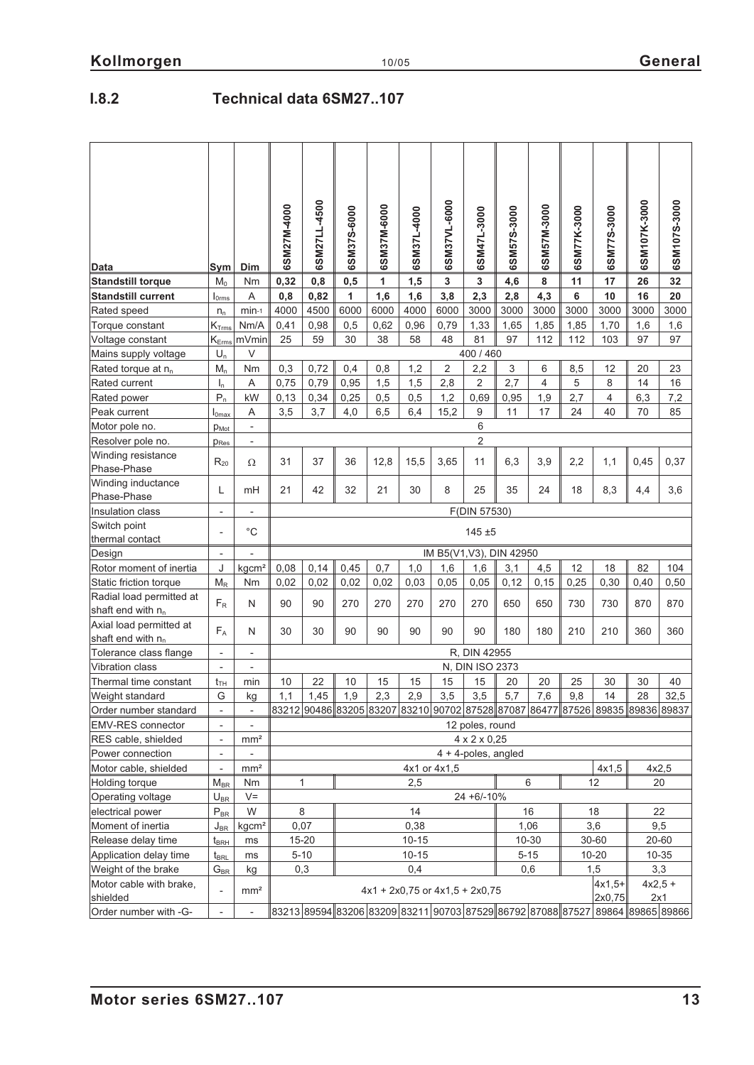## I.8.2 Technical data 6SM27..107

| Data | Sym | Dim | 6SM27M-4000 | 6SM27LL-4500 | 6SM37S-6000 | 6SM37M-6000 | 6SM37L-4000 | 6SM37VL-6000 | 6SM47L-3000 | 6SM57S-3000 | 6SM57M-3000 | 6SM77K-3000 | 6SM77S-3000 | 6SM107K-3000 | 6SM107S-3000 |
|---|---|---|---|---|---|---|---|---|---|---|---|---|---|---|---|
| **Standstill torque** | $M_0$ | Nm | **0,32** | **0,8** | **0,5** | **1** | **1,5** | **3** | **3** | **4,6** | **8** | **11** | **17** | **26** | **32** |
| **Standstill current** | $I_{0rms}$ | A | **0,8** | **0,82** | **1** | **1,6** | **1,6** | **3,8** | **2,3** | **2,8** | **4,3** | **6** | **10** | **16** | **20** |
| Rated speed | $n_n$ | $min^{-1}$ | 4000 | 4500 | 6000 | 6000 | 4000 | 6000 | 3000 | 3000 | 3000 | 3000 | 3000 | 3000 | 3000 |
| Torque constant | $K_{Trms}$ | Nm/A | 0,41 | 0,98 | 0,5 | 0,62 | 0,96 | 0,79 | 1,33 | 1,65 | 1,85 | 1,85 | 1,70 | 1,6 | 1,6 |
| Voltage constant | $K_{Erms}$ | mVmin | 25 | 59 | 30 | 38 | 58 | 48 | 81 | 97 | 112 | 112 | 103 | 97 | 97 |
| Mains supply voltage | $U_n$ | V | 400 / 460 | | | | | | | | | | | | |
| Rated torque at $n_n$ | $M_n$ | Nm | 0,3 | 0,72 | 0,4 | 0,8 | 1,2 | 2 | 2,2 | 3 | 6 | 8,5 | 12 | 20 | 23 |
| Rated current | $I_n$ | A | 0,75 | 0,79 | 0,95 | 1,5 | 1,5 | 2,8 | 2 | 2,7 | 4 | 5 | 8 | 14 | 16 |
| Rated power | $P_n$ | kW | 0,13 | 0,34 | 0,25 | 0,5 | 0,5 | 1,2 | 0,69 | 0,95 | 1,9 | 2,7 | 4 | 6,3 | 7,2 |
| Peak current | $I_{0max}$ | A | 3,5 | 3,7 | 4,0 | 6,5 | 6,4 | 15,2 | 9 | 11 | 17 | 24 | 40 | 70 | 85 |
| Motor pole no. | $p_{Mot}$ | - | 6 | | | | | | | | | | | | |
| Resolver pole no. | $p_{Res}$ | - | 2 | | | | | | | | | | | | |
| Winding resistance Phase-Phase | $R_{20}$ | Ω | 31 | 37 | 36 | 12,8 | 15,5 | 3,65 | 11 | 6,3 | 3,9 | 2,2 | 1,1 | 0,45 | 0,37 |
| Winding inductance Phase-Phase | L | mH | 21 | 42 | 32 | 21 | 30 | 8 | 25 | 35 | 24 | 18 | 8,3 | 4,4 | 3,6 |
| Insulation class | - | - | F(DIN 57530) | | | | | | | | | | | | |
| Switch point thermal contact | - | °C | 145 ±5 | | | | | | | | | | | | |
| Design | - | - | IM B5(V1,V3), DIN 42950 | | | | | | | | | | | | |
| Rotor moment of inertia | J | kgcm² | 0,08 | 0,14 | 0,45 | 0,7 | 1,0 | 1,6 | 1,6 | 3,1 | 4,5 | 12 | 18 | 82 | 104 |
| Static friction torque | $M_R$ | Nm | 0,02 | 0,02 | 0,02 | 0,02 | 0,03 | 0,05 | 0,05 | 0,12 | 0,15 | 0,25 | 0,30 | 0,40 | 0,50 |
| Radial load permitted at shaft end with $n_n$ | $F_R$ | N | 90 | 90 | 270 | 270 | 270 | 270 | 270 | 650 | 650 | 730 | 730 | 870 | 870 |
| Axial load permitted at shaft end with $n_n$ | $F_A$ | N | 30 | 30 | 90 | 90 | 90 | 90 | 90 | 180 | 180 | 210 | 210 | 360 | 360 |
| Tolerance class flange | - | - | R, DIN 42955 | | | | | | | | | | | | |
| Vibration class | - | - | N, DIN ISO 2373 | | | | | | | | | | | | |
| Thermal time constant | $t_{TH}$ | min | 10 | 22 | 10 | 15 | 15 | 15 | 15 | 20 | 20 | 25 | 30 | 30 | 40 |
| Weight standard | G | kg | 1,1 | 1,45 | 1,9 | 2,3 | 2,9 | 3,5 | 3,5 | 5,7 | 7,6 | 9,8 | 14 | 28 | 32,5 |
| Order number standard | - | - | 83212 | 90486 | 83205 | 83207 | 83210 | 90702 | 87528 | 87087 | 86477 | 87526 | 89835 | 89836 | 89837 |
| EMV-RES connector | - | - | 12 poles, round | | | | | | | | | | | | |
| RES cable, shielded | - | mm² | 4 x 2 x 0,25 | | | | | | | | | | | | |
| Power connection | - | - | 4 + 4-poles, angled | | | | | | | | | | | | |
| Motor cable, shielded | - | mm² | 4x1 or 4x1,5 | | | | | | | | | | 4x1,5 | 4x2,5 | |
| Holding torque | $M_{BR}$ | Nm | 1 | | 2,5 | | | | | 6 | | 12 | | 20 | |
| Operating voltage | $U_{BR}$ | V= | 24 +6/-10% | | | | | | | | | | | | |
| electrical power | $P_{BR}$ | W | 8 | | 14 | | | | | 16 | | 18 | | 22 | |
| Moment of inertia | $J_{BR}$ | kgcm² | 0,07 | | 0,38 | | | | | 1,06 | | 3,6 | | 9,5 | |
| Release delay time | $t_{BRH}$ | ms | 15-20 | | 10-15 | | | | | 10-30 | | 30-60 | | 20-60 | |
| Application delay time | $t_{BRL}$ | ms | 5-10 | | 10-15 | | | | | 5-15 | | 10-20 | | 10-35 | |
| Weight of the brake | $G_{BR}$ | kg | 0,3 | | 0,4 | | | | | 0,6 | | 1,5 | | 3,3 | |
| Motor cable with brake, shielded | - | mm² | 4x1 + 2x0,75 or 4x1,5 + 2x0,75 | | | | | | | | | | 4x1,5+ 2x0,75 | 4x2,5 + 2x1 | |
| Order number with -G- | - | - | 83213 | 89594 | 83206 | 83209 | 83211 | 90703 | 87529 | 86792 | 87088 | 87527 | 89864 | 89865 | 89866 |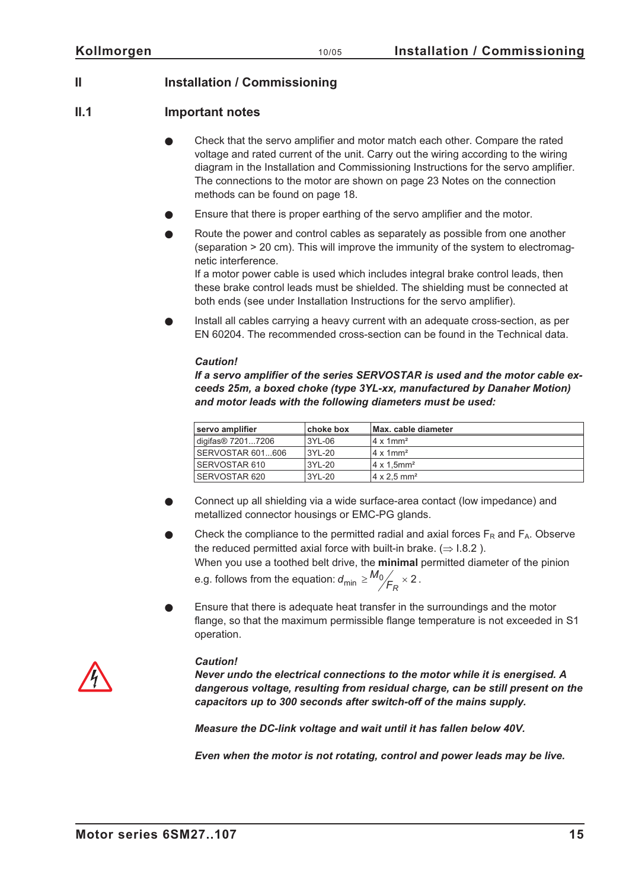# II Installation / Commissioning

## II.1 Important notes

- Check that the servo amplifier and motor match each other. Compare the rated voltage and rated current of the unit. Carry out the wiring according to the wiring diagram in the Installation and Commissioning Instructions for the servo amplifier. The connections to the motor are shown on page 23 Notes on the connection methods can be found on page 18.
- Ensure that there is proper earthing of the servo amplifier and the motor.
- Route the power and control cables as separately as possible from one another (separation > 20 cm). This will improve the immunity of the system to electromagnetic interference.
  If a motor power cable is used which includes integral brake control leads, then these brake control leads must be shielded. The shielding must be connected at both ends (see under Installation Instructions for the servo amplifier).
- Install all cables carrying a heavy current with an adequate cross-section, as per EN 60204. The recommended cross-section can be found in the Technical data.

***Caution!***
***If a servo amplifier of the series SERVOSTAR is used and the motor cable exceeds 25m, a boxed choke (type 3YL-xx, manufactured by Danaher Motion) and motor leads with the following diameters must be used:***

| servo amplifier | choke box | Max. cable diameter |
|---|---|---|
| digifas® 7201...7206 | 3YL-06 | 4 x 1mm² |
| SERVOSTAR 601...606 | 3YL-20 | 4 x 1mm² |
| SERVOSTAR 610 | 3YL-20 | 4 x 1,5mm² |
| SERVOSTAR 620 | 3YL-20 | 4 x 2,5 mm² |

- Connect up all shielding via a wide surface-area contact (low impedance) and metallized connector housings or EMC-PG glands.
- Check the compliance to the permitted radial and axial forces $F_R$ and $F_A$. Observe the reduced permitted axial force with built-in brake. (⇒ I.8.2 ).
  When you use a toothed belt drive, the **minimal** permitted diameter of the pinion e.g. follows from the equation: $d_{min} \geq \frac{M_0}{F_R} \times 2$.
- Ensure that there is adequate heat transfer in the surroundings and the motor flange, so that the maximum permissible flange temperature is not exceeded in S1 operation.

***Caution!***
***Never undo the electrical connections to the motor while it is energised. A dangerous voltage, resulting from residual charge, can be still present on the capacitors up to 300 seconds after switch-off of the mains supply.***

***Measure the DC-link voltage and wait until it has fallen below 40V.***

***Even when the motor is not rotating, control and power leads may be live.***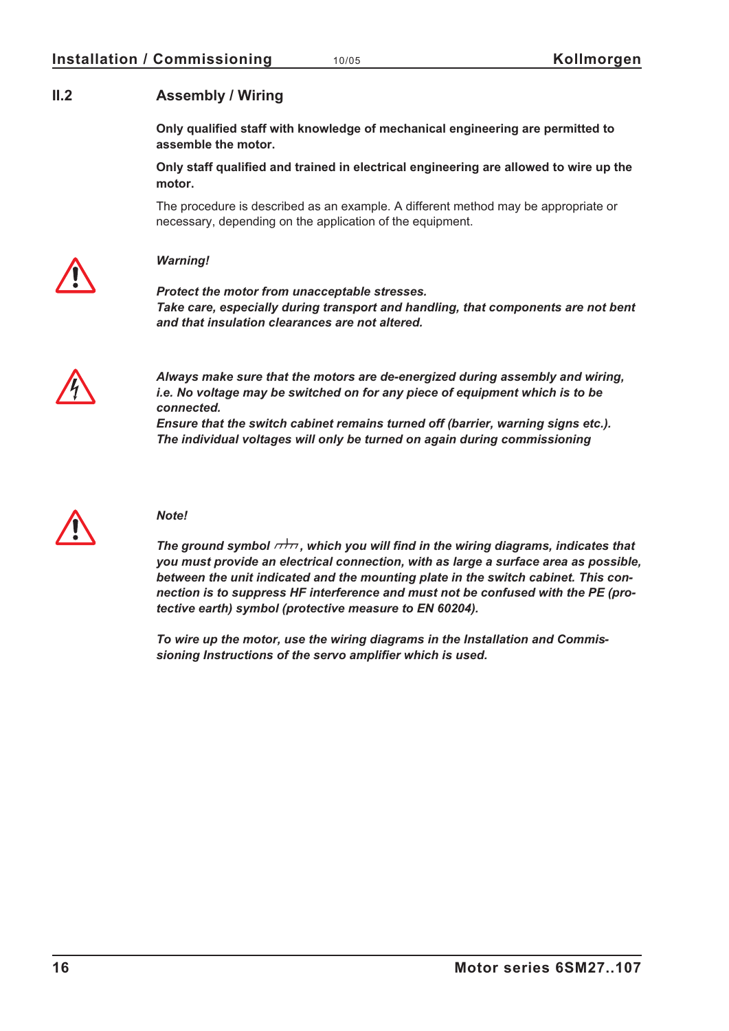## II.2 Assembly / Wiring

**Only qualified staff with knowledge of mechanical engineering are permitted to assemble the motor.**

**Only staff qualified and trained in electrical engineering are allowed to wire up the motor.**

The procedure is described as an example. A different method may be appropriate or necessary, depending on the application of the equipment.

***Warning!***

***Protect the motor from unacceptable stresses.***
***Take care, especially during transport and handling, that components are not bent and that insulation clearances are not altered.***

***Always make sure that the motors are de-energized during assembly and wiring, i.e. No voltage may be switched on for any piece of equipment which is to be connected.***
***Ensure that the switch cabinet remains turned off (barrier, warning signs etc.). The individual voltages will only be turned on again during commissioning***

***Note!***

***The ground symbol ⏚, which you will find in the wiring diagrams, indicates that you must provide an electrical connection, with as large a surface area as possible, between the unit indicated and the mounting plate in the switch cabinet. This connection is to suppress HF interference and must not be confused with the PE (protective earth) symbol (protective measure to EN 60204).***

***To wire up the motor, use the wiring diagrams in the Installation and Commissioning Instructions of the servo amplifier which is used.***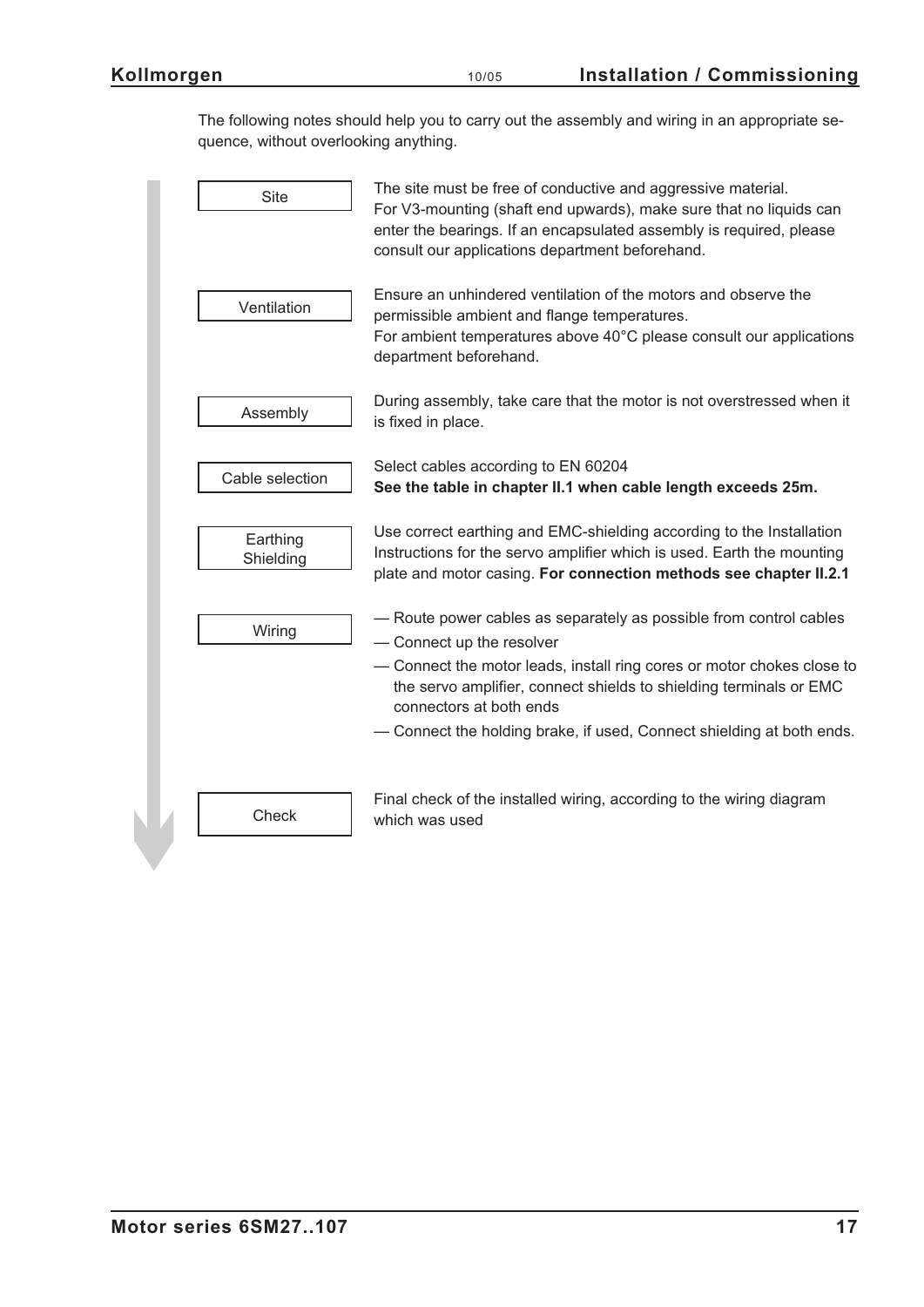The following notes should help you to carry out the assembly and wiring in an appropriate sequence, without overlooking anything.

| Step | Notes |
|---|---|
| Site | The site must be free of conductive and aggressive material. For V3-mounting (shaft end upwards), make sure that no liquids can enter the bearings. If an encapsulated assembly is required, please consult our applications department beforehand. |
| Ventilation | Ensure an unhindered ventilation of the motors and observe the permissible ambient and flange temperatures. For ambient temperatures above 40°C please consult our applications department beforehand. |
| Assembly | During assembly, take care that the motor is not overstressed when it is fixed in place. |
| Cable selection | Select cables according to EN 60204 **See the table in chapter II.1 when cable length exceeds 25m.** |
| Earthing Shielding | Use correct earthing and EMC-shielding according to the Installation Instructions for the servo amplifier which is used. Earth the mounting plate and motor casing. **For connection methods see chapter II.2.1** |
| Wiring | — Route power cables as separately as possible from control cables<br>— Connect up the resolver<br>— Connect the motor leads, install ring cores or motor chokes close to the servo amplifier, connect shields to shielding terminals or EMC connectors at both ends<br>— Connect the holding brake, if used, Connect shielding at both ends. |
| Check | Final check of the installed wiring, according to the wiring diagram which was used |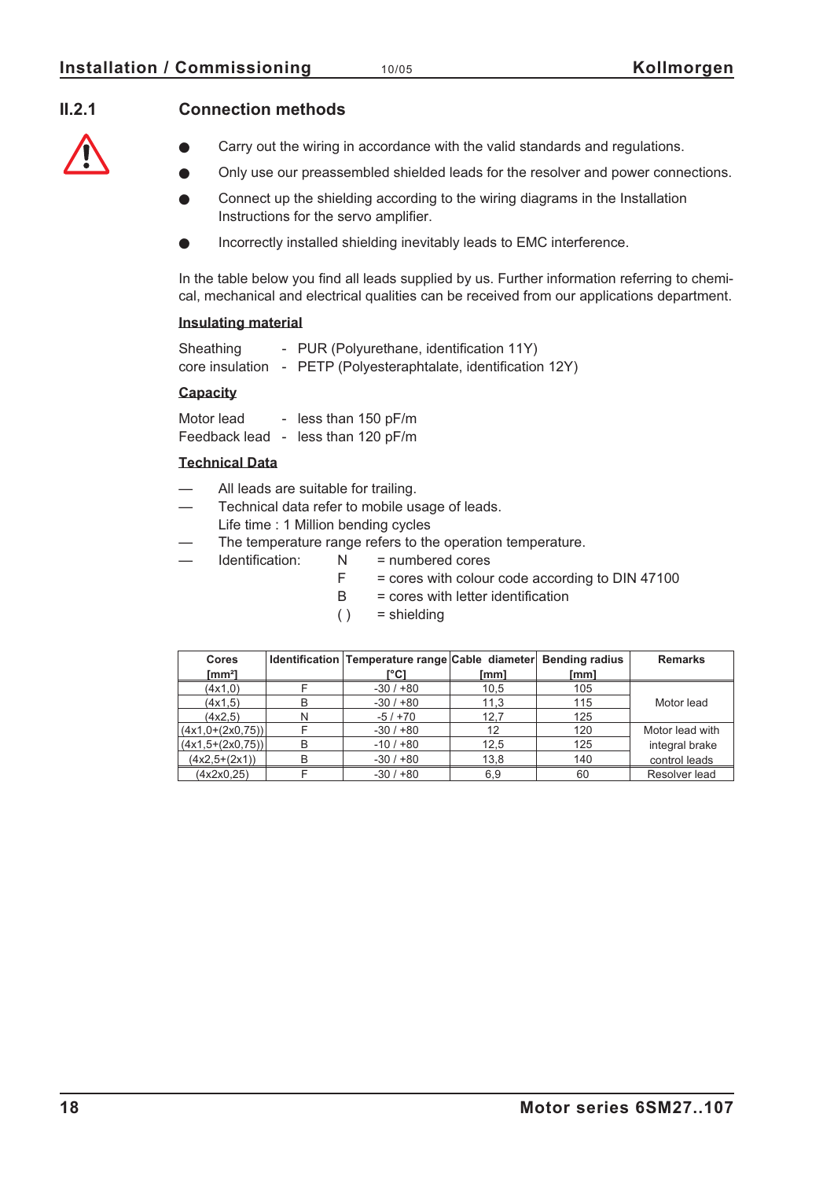## II.2.1 Connection methods

- Carry out the wiring in accordance with the valid standards and regulations.
- Only use our preassembled shielded leads for the resolver and power connections.
- Connect up the shielding according to the wiring diagrams in the Installation Instructions for the servo amplifier.
- Incorrectly installed shielding inevitably leads to EMC interference.

In the table below you find all leads supplied by us. Further information referring to chemical, mechanical and electrical qualities can be received from our applications department.

**Insulating material**

Sheathing - PUR (Polyurethane, identification 11Y)
core insulation - PETP (Polyesteraphtalate, identification 12Y)

**Capacity**

Motor lead - less than 150 pF/m
Feedback lead - less than 120 pF/m

**Technical Data**

— All leads are suitable for trailing.
— Technical data refer to mobile usage of leads.
Life time : 1 Million bending cycles
— The temperature range refers to the operation temperature.
— Identification:
N = numbered cores
F = cores with colour code according to DIN 47100
B = cores with letter identification
( ) = shielding

| Cores [mm²] | Identification | Temperature range [°C] | Cable diameter [mm] | Bending radius [mm] | Remarks |
|---|---|---|---|---|---|
| (4x1,0) | F | -30 / +80 | 10,5 | 105 | Motor lead |
| (4x1,5) | B | -30 / +80 | 11,3 | 115 | |
| (4x2,5) | N | -5 / +70 | 12,7 | 125 | |
| (4x1,0+(2x0,75)) | F | -30 / +80 | 12 | 120 | Motor lead with integral brake control leads |
| (4x1,5+(2x0,75)) | B | -10 / +80 | 12,5 | 125 | |
| (4x2,5+(2x1)) | B | -30 / +80 | 13,8 | 140 | |
| (4x2x0,25) | F | -30 / +80 | 6,9 | 60 | Resolver lead |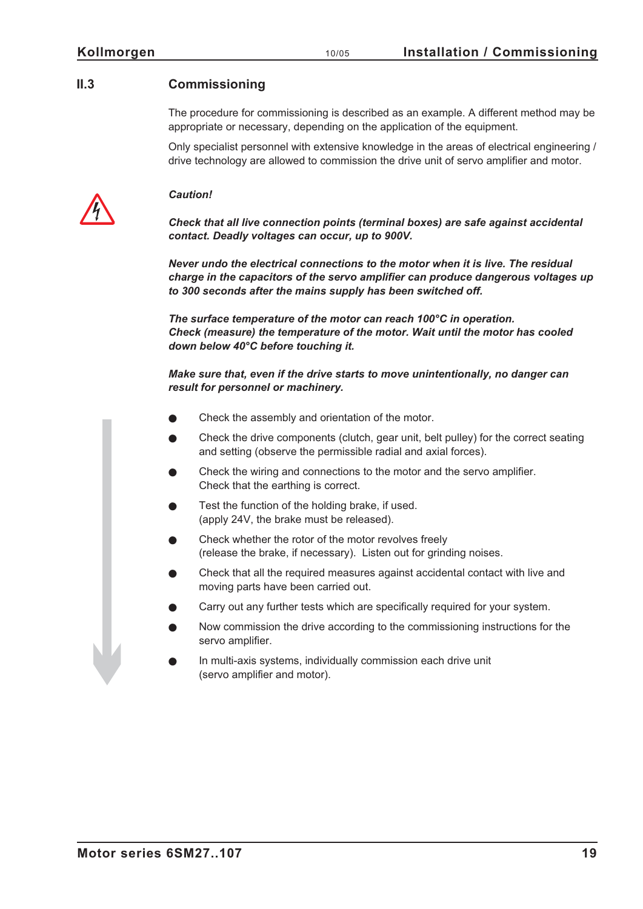## II.3 Commissioning

The procedure for commissioning is described as an example. A different method may be appropriate or necessary, depending on the application of the equipment.

Only specialist personnel with extensive knowledge in the areas of electrical engineering / drive technology are allowed to commission the drive unit of servo amplifier and motor.

***Caution!***

***Check that all live connection points (terminal boxes) are safe against accidental contact. Deadly voltages can occur, up to 900V.***

***Never undo the electrical connections to the motor when it is live. The residual charge in the capacitors of the servo amplifier can produce dangerous voltages up to 300 seconds after the mains supply has been switched off.***

***The surface temperature of the motor can reach 100°C in operation. Check (measure) the temperature of the motor. Wait until the motor has cooled down below 40°C before touching it.***

***Make sure that, even if the drive starts to move unintentionally, no danger can result for personnel or machinery.***

- Check the assembly and orientation of the motor.
- Check the drive components (clutch, gear unit, belt pulley) for the correct seating and setting (observe the permissible radial and axial forces).
- Check the wiring and connections to the motor and the servo amplifier. Check that the earthing is correct.
- Test the function of the holding brake, if used. (apply 24V, the brake must be released).
- Check whether the rotor of the motor revolves freely (release the brake, if necessary). Listen out for grinding noises.
- Check that all the required measures against accidental contact with live and moving parts have been carried out.
- Carry out any further tests which are specifically required for your system.
- Now commission the drive according to the commissioning instructions for the servo amplifier.
- In multi-axis systems, individually commission each drive unit (servo amplifier and motor).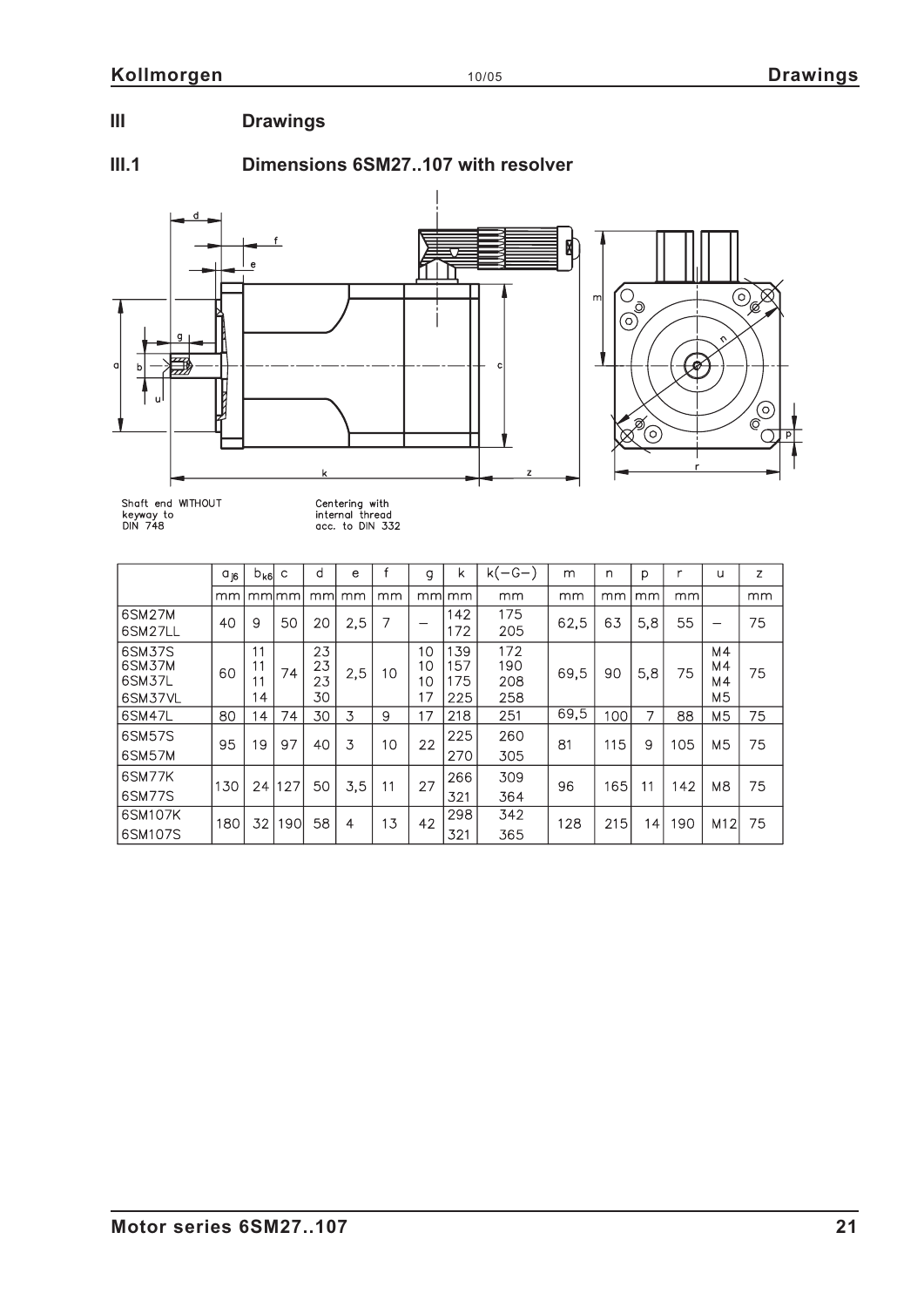# III Drawings

## III.1 Dimensions 6SM27..107 with resolver

Shaft end WITHOUT keyway to DIN 748

Centering with internal thread acc. to DIN 332

| | $a_{j6}$ | $b_{k6}$ | c | d | e | f | g | k | k(−G−) | m | n | p | r | u | z |
|---|---|---|---|---|---|---|---|---|---|---|---|---|---|---|---|
| | mm | mm | mm | mm | mm | mm | mm | mm | mm | mm | mm | mm | mm | | mm |
| 6SM27M<br>6SM27LL | 40 | 9 | 50 | 20 | 2,5 | 7 | – | 142<br>172 | 175<br>205 | 62,5 | 63 | 5,8 | 55 | – | 75 |
| 6SM37S<br>6SM37M<br>6SM37L<br>6SM37VL | 60 | 11<br>11<br>11<br>14 | 74 | 23<br>23<br>23<br>30 | 2,5 | 10 | 10<br>10<br>10<br>17 | 139<br>157<br>175<br>225 | 172<br>190<br>208<br>258 | 69,5 | 90 | 5,8 | 75 | M4<br>M4<br>M4<br>M5 | 75 |
| 6SM47L | 80 | 14 | 74 | 30 | 3 | 9 | 17 | 218 | 251 | 69,5 | 100 | 7 | 88 | M5 | 75 |
| 6SM57S<br>6SM57M | 95 | 19 | 97 | 40 | 3 | 10 | 22 | 225<br>270 | 260<br>305 | 81 | 115 | 9 | 105 | M5 | 75 |
| 6SM77K<br>6SM77S | 130 | 24 | 127 | 50 | 3,5 | 11 | 27 | 266<br>321 | 309<br>364 | 96 | 165 | 11 | 142 | M8 | 75 |
| 6SM107K<br>6SM107S | 180 | 32 | 190 | 58 | 4 | 13 | 42 | 298<br>321 | 342<br>365 | 128 | 215 | 14 | 190 | M12 | 75 |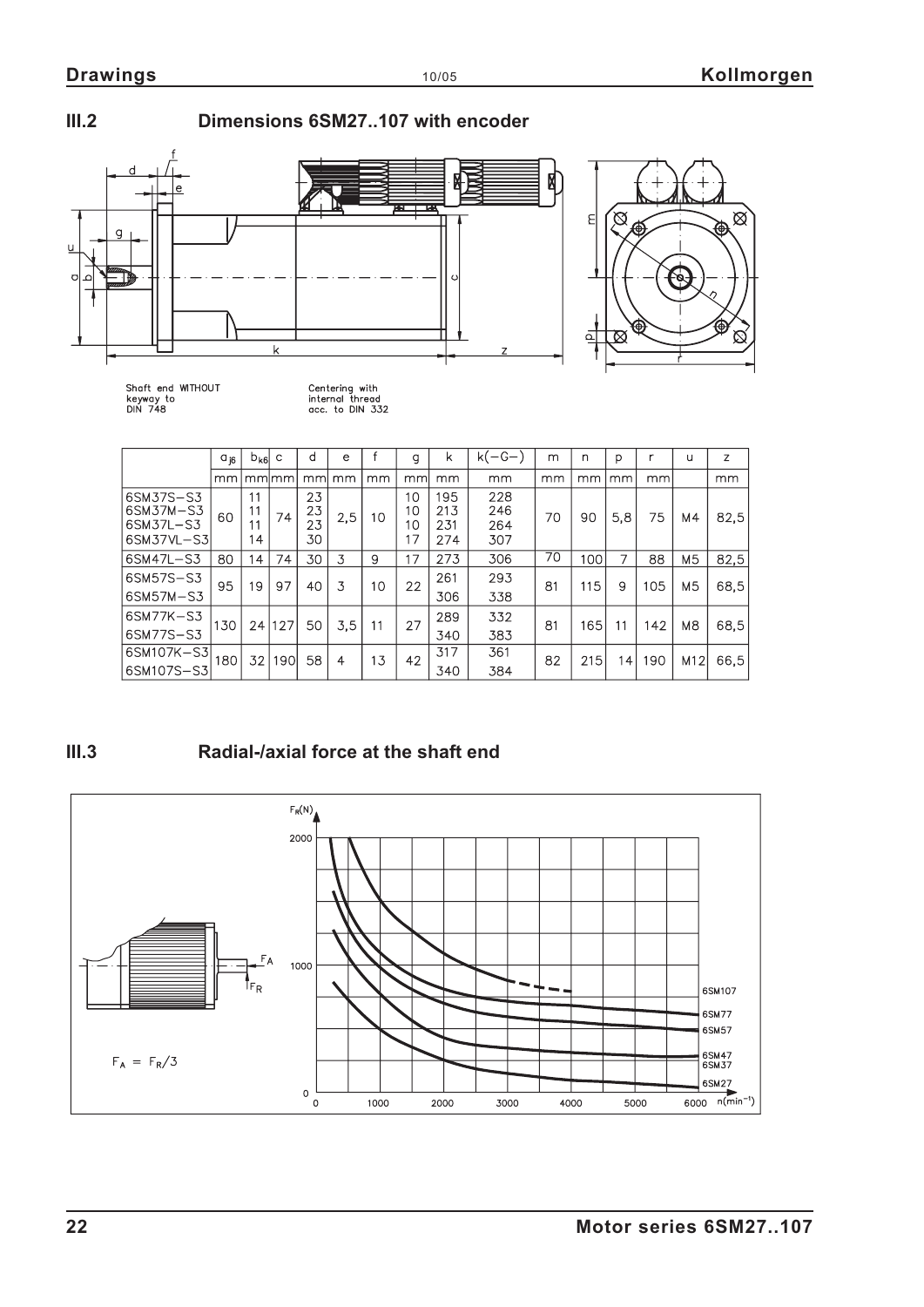## III.2 Dimensions 6SM27..107 with encoder

Shaft end WITHOUT keyway to DIN 748

Centering with internal thread acc. to DIN 332

| | $a_{j6}$ | $b_{k6}$ | c | d | e | f | g | k | k(−G−) | m | n | p | r | u | z |
|---|---|---|---|---|---|---|---|---|---|---|---|---|---|---|---|
| | mm | mm | mm | mm | mm | mm | mm | mm | mm | mm | mm | mm | mm | | mm |
| 6SM37S−S3<br>6SM37M−S3<br>6SM37L−S3<br>6SM37VL−S3 | 60 | 11<br>11<br>11<br>14 | 74 | 23<br>23<br>23<br>30 | 2,5 | 10 | 10<br>10<br>10<br>17 | 195<br>213<br>231<br>274 | 228<br>246<br>264<br>307 | 70 | 90 | 5,8 | 75 | M4 | 82,5 |
| 6SM47L−S3 | 80 | 14 | 74 | 30 | 3 | 9 | 17 | 273 | 306 | 70 | 100 | 7 | 88 | M5 | 82,5 |
| 6SM57S−S3<br>6SM57M−S3 | 95 | 19 | 97 | 40 | 3 | 10 | 22 | 261<br>306 | 293<br>338 | 81 | 115 | 9 | 105 | M5 | 68,5 |
| 6SM77K−S3<br>6SM77S−S3 | 130 | 24 | 127 | 50 | 3,5 | 11 | 27 | 289<br>340 | 332<br>383 | 81 | 165 | 11 | 142 | M8 | 68,5 |
| 6SM107K−S3<br>6SM107S−S3 | 180 | 32 | 190 | 58 | 4 | 13 | 42 | 317<br>340 | 361<br>384 | 82 | 215 | 14 | 190 | M12 | 66,5 |

## III.3 Radial-/axial force at the shaft end

$F_A = F_R/3$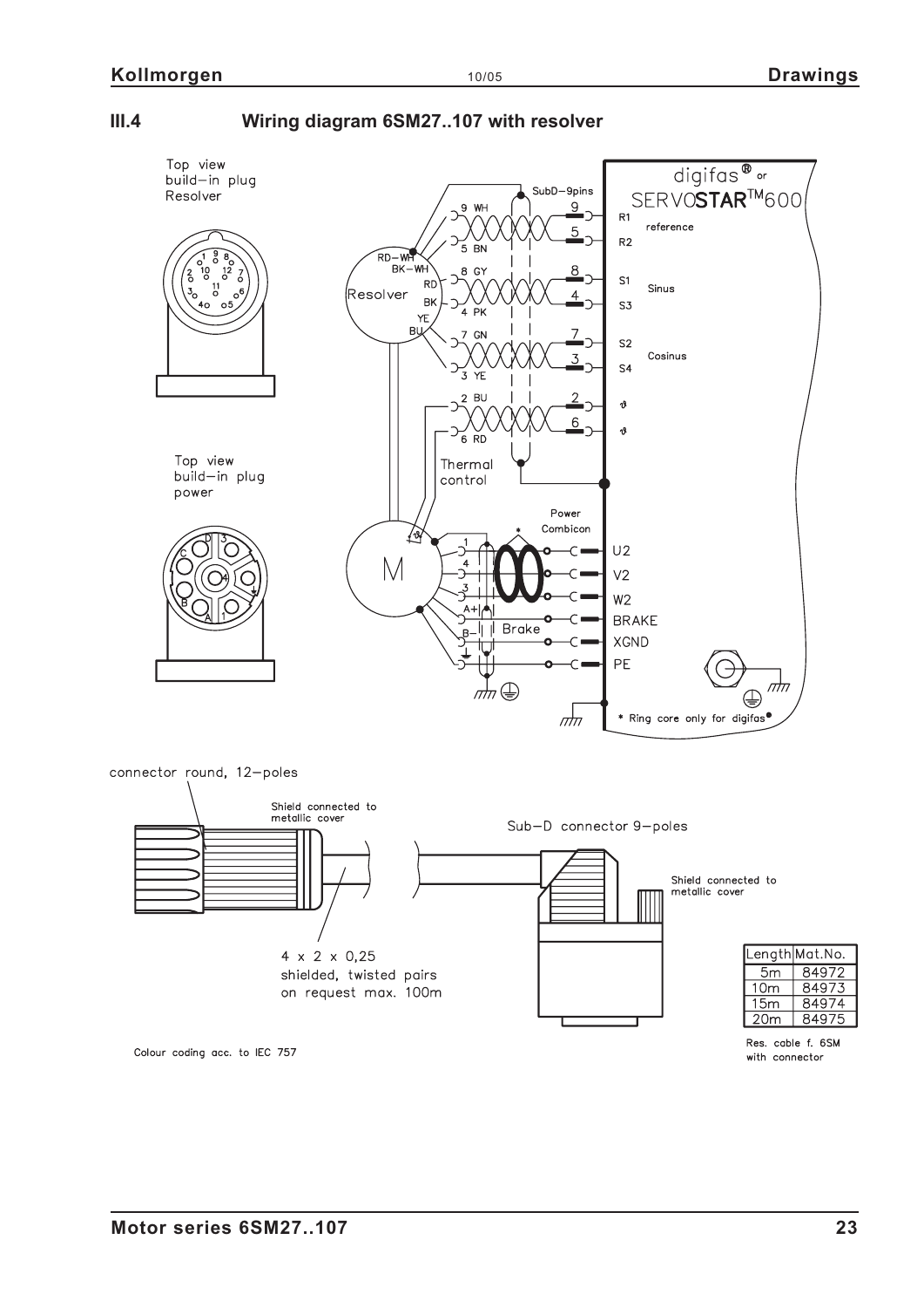## III.4 Wiring diagram 6SM27..107 with resolver

Top view build–in plug Resolver

Top view build–in plug power

digifas® or SERVOSTAR™600

SubD–9pins

R1, R2 reference

S1, S3 Sinus

S2, S4 Cosinus

Resolver

Thermal control

Power Combicon

U2

V2

W2

BRAKE

XGND

PE

Brake

* Ring core only for digifas®

connector round, 12–poles

Shield connected to metallic cover

Sub–D connector 9–poles

Shield connected to metallic cover

4 x 2 x 0,25
shielded, twisted pairs
on request max. 100m

| Length | Mat.No. |
|---|---|
| 5m | 84972 |
| 10m | 84973 |
| 15m | 84974 |
| 20m | 84975 |

Res. cable f. 6SM with connector

Colour coding acc. to IEC 757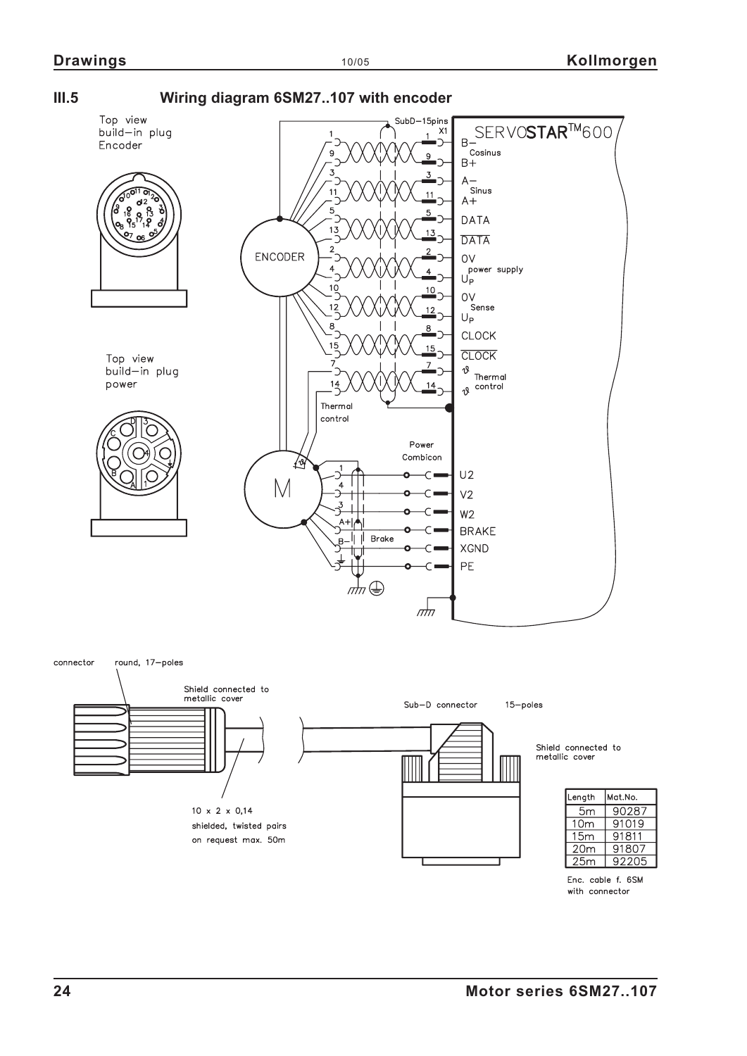## III.5 Wiring diagram 6SM27..107 with encoder

Top view build–in plug Encoder

Top view build–in plug power

SubD–15pins X1

SERVOSTAR™600

| Pin | Signal |
|---|---|
| 1 | B– (Cosinus) |
| 9 | B+ (Cosinus) |
| 3 | A– (Sinus) |
| 11 | A+ (Sinus) |
| 5 | DATA |
| 13 | $\overline{DATA}$ |
| 2 | 0V (power supply) |
| 4 | $U_P$ (power supply) |
| 10 | 0V (Sense) |
| 12 | $U_P$ (Sense) |
| 8 | CLOCK |
| 15 | $\overline{CLOCK}$ |
| 7 | ϑ Thermal control |
| 14 | ϑ Thermal control |

ENCODER

Thermal control

Power Combicon

M

| Motor pin | Signal |
|---|---|
| 1 | U2 |
| 4 | V2 |
| 3 | W2 |
| A+ | BRAKE |
| B– | XGND |
| ⏚ | PE |

Brake

connector round, 17–poles

Shield connected to metallic cover

10 x 2 x 0,14 shielded, twisted pairs on request max. 50m

Sub–D connector 15–poles

Shield connected to metallic cover

| Length | Mat.No. |
|---|---|
| 5m | 90287 |
| 10m | 91019 |
| 15m | 91811 |
| 20m | 91807 |
| 25m | 92205 |

Enc. cable f. 6SM with connector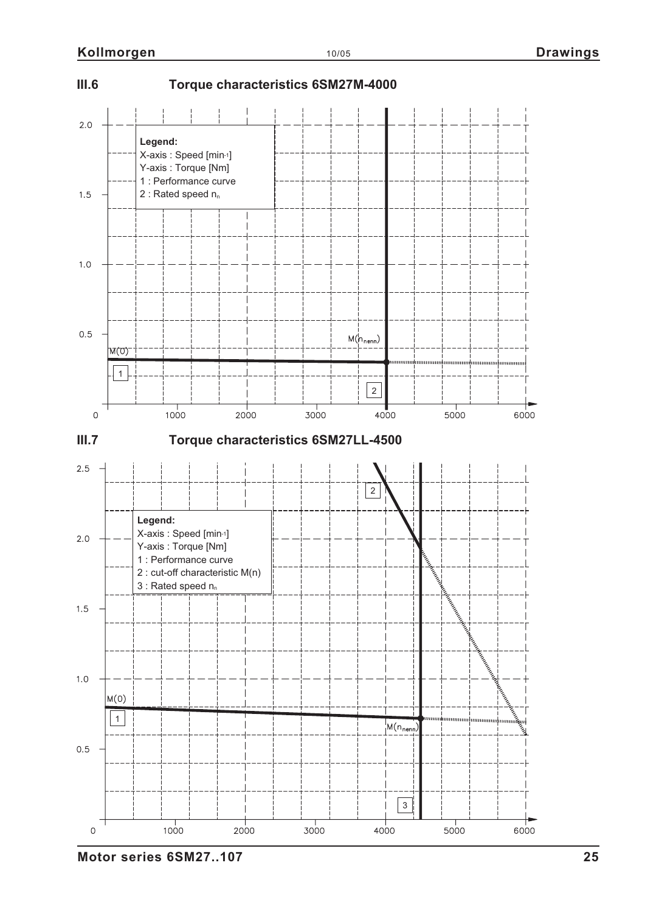## III.6 Torque characteristics 6SM27M-4000

**Legend:**
X-axis : Speed [min-1]
Y-axis : Torque [Nm]
1 : Performance curve
2 : Rated speed $n_n$

M(0)

$M(n_{nenn})$

## III.7 Torque characteristics 6SM27LL-4500

**Legend:**
X-axis : Speed [min-1]
Y-axis : Torque [Nm]
1 : Performance curve
2 : cut-off characteristic M(n)
3 : Rated speed $n_n$

M(0)

$M(n_{nenn})$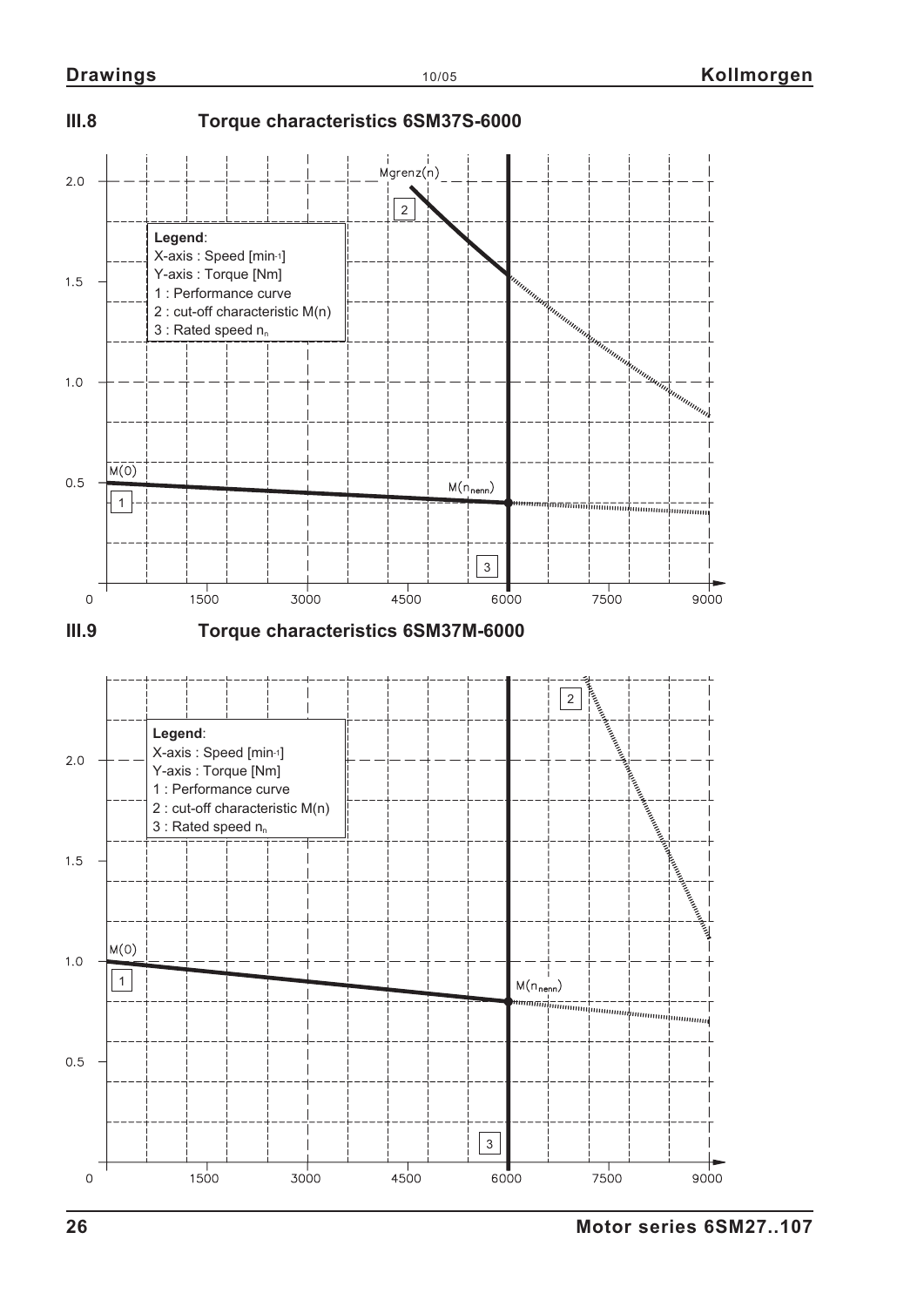## III.8 Torque characteristics 6SM37S-6000

**Legend**:
X-axis : Speed [min-1]
Y-axis : Torque [Nm]
1 : Performance curve
2 : cut-off characteristic M(n)
3 : Rated speed $n_n$

## III.9 Torque characteristics 6SM37M-6000

**Legend**:
X-axis : Speed [min-1]
Y-axis : Torque [Nm]
1 : Performance curve
2 : cut-off characteristic M(n)
3 : Rated speed $n_n$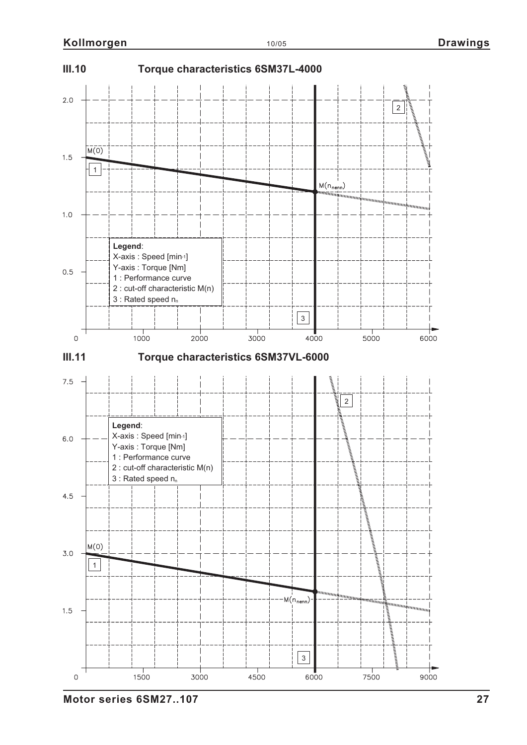## III.10 Torque characteristics 6SM37L-4000

Legend:
X-axis : Speed [min-1]
Y-axis : Torque [Nm]
1 : Performance curve
2 : cut-off characteristic M(n)
3 : Rated speed $n_n$

M(0)

$M(n_{nenn})$

## III.11 Torque characteristics 6SM37VL-6000

Legend:
X-axis : Speed [min-1]
Y-axis : Torque [Nm]
1 : Performance curve
2 : cut-off characteristic M(n)
3 : Rated speed $n_n$

M(0)

$M(n_{nenn})$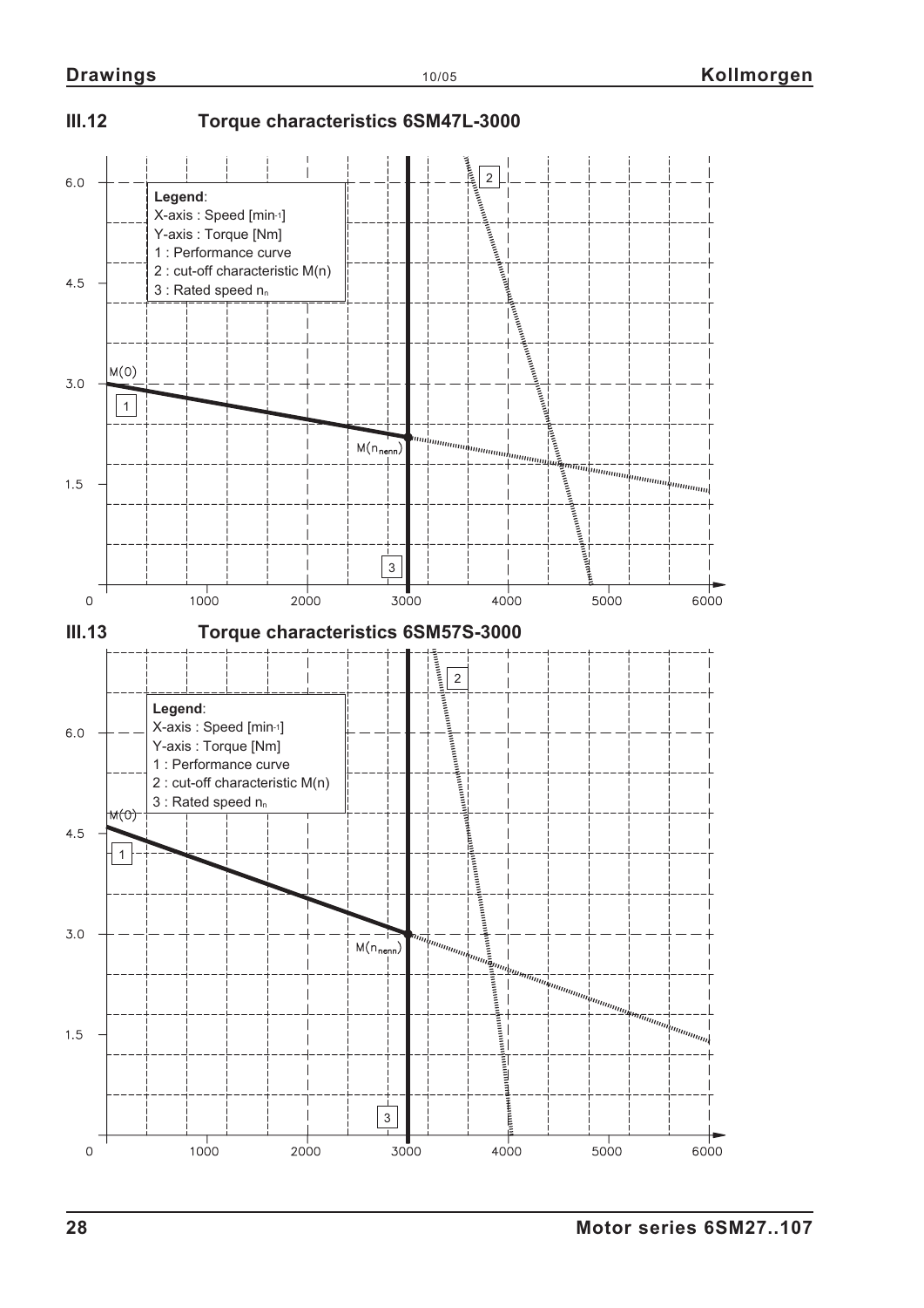## III.12 Torque characteristics 6SM47L-3000

**Legend**:
X-axis : Speed [min-1]
Y-axis : Torque [Nm]
1 : Performance curve
2 : cut-off characteristic M(n)
3 : Rated speed $n_n$

M(0)

$M(n_{nenn})$

Y-axis: 1.5, 3.0, 4.5, 6.0
X-axis: 0, 1000, 2000, 3000, 4000, 5000, 6000

## III.13 Torque characteristics 6SM57S-3000

**Legend**:
X-axis : Speed [min-1]
Y-axis : Torque [Nm]
1 : Performance curve
2 : cut-off characteristic M(n)
3 : Rated speed $n_n$

M(0)

$M(n_{nenn})$

Y-axis: 1.5, 3.0, 4.5, 6.0
X-axis: 0, 1000, 2000, 3000, 4000, 5000, 6000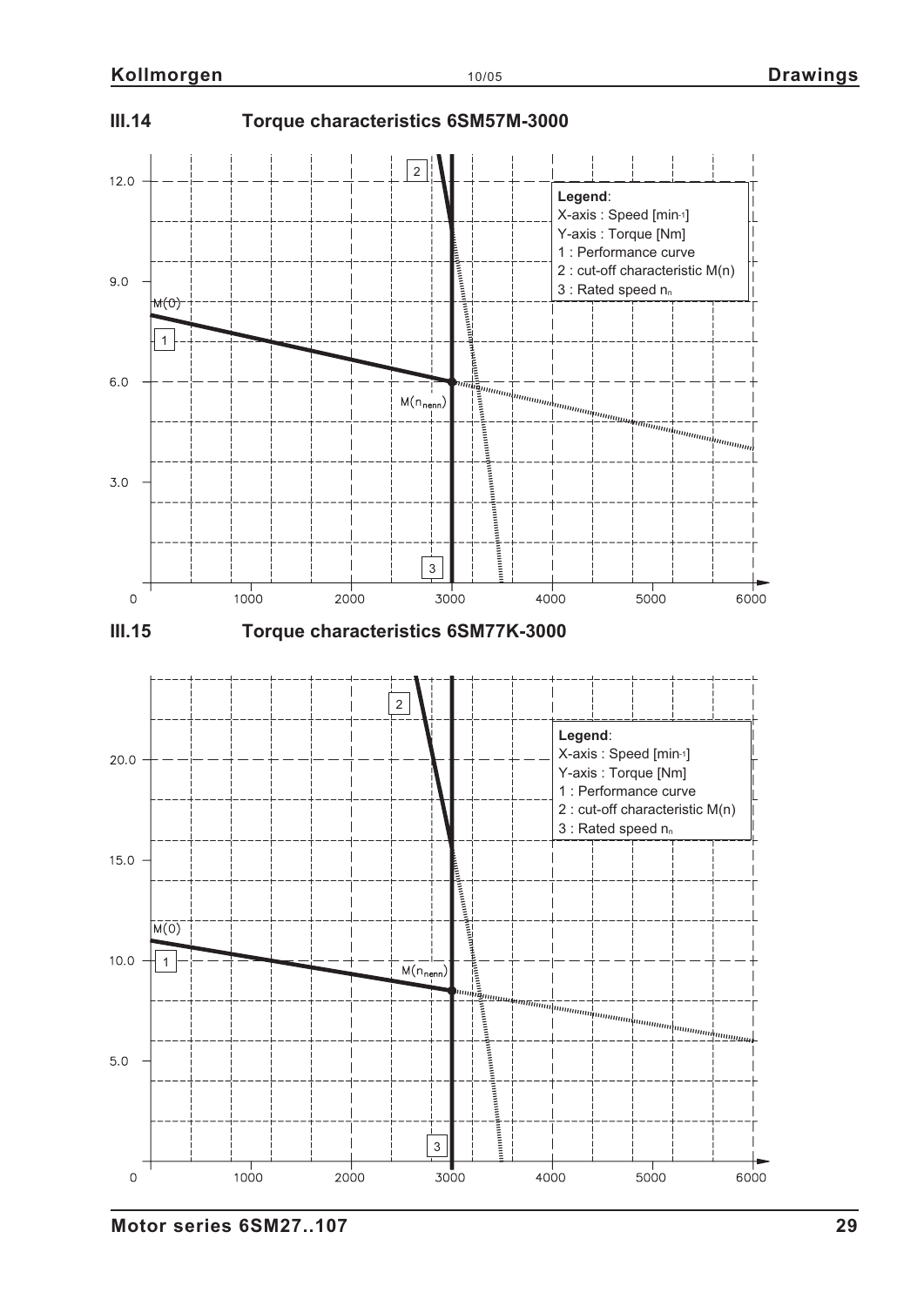## III.14 Torque characteristics 6SM57M-3000

**Legend**:
X-axis : Speed [min-1]
Y-axis : Torque [Nm]
1 : Performance curve
2 : cut-off characteristic M(n)
3 : Rated speed $n_n$

## III.15 Torque characteristics 6SM77K-3000

**Legend**:
X-axis : Speed [min-1]
Y-axis : Torque [Nm]
1 : Performance curve
2 : cut-off characteristic M(n)
3 : Rated speed $n_n$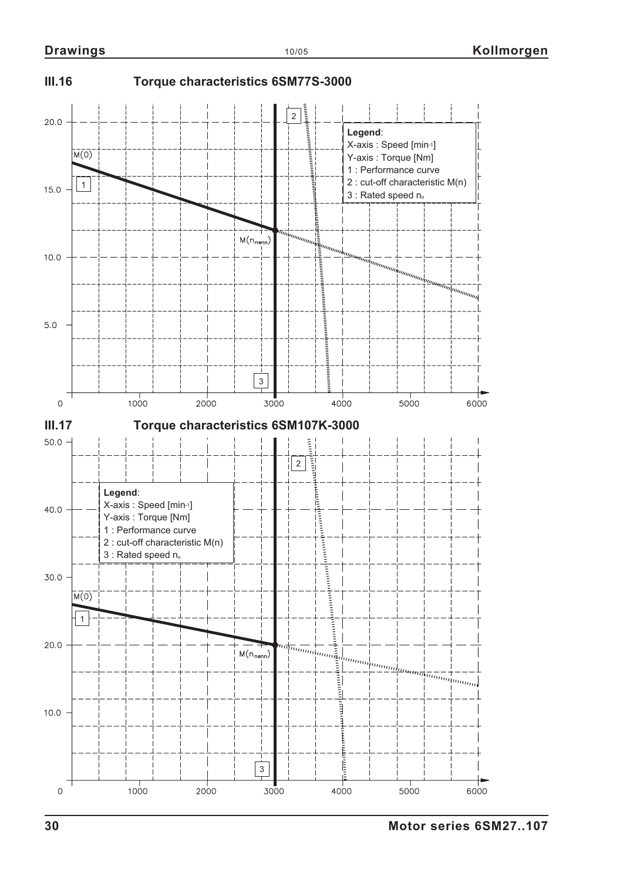## III.16 Torque characteristics 6SM77S-3000

**Legend**:
X-axis : Speed [min-1]
Y-axis : Torque [Nm]
1 : Performance curve
2 : cut-off characteristic M(n)
3 : Rated speed $n_n$

## III.17 Torque characteristics 6SM107K-3000

**Legend**:
X-axis : Speed [min-1]
Y-axis : Torque [Nm]
1 : Performance curve
2 : cut-off characteristic M(n)
3 : Rated speed $n_n$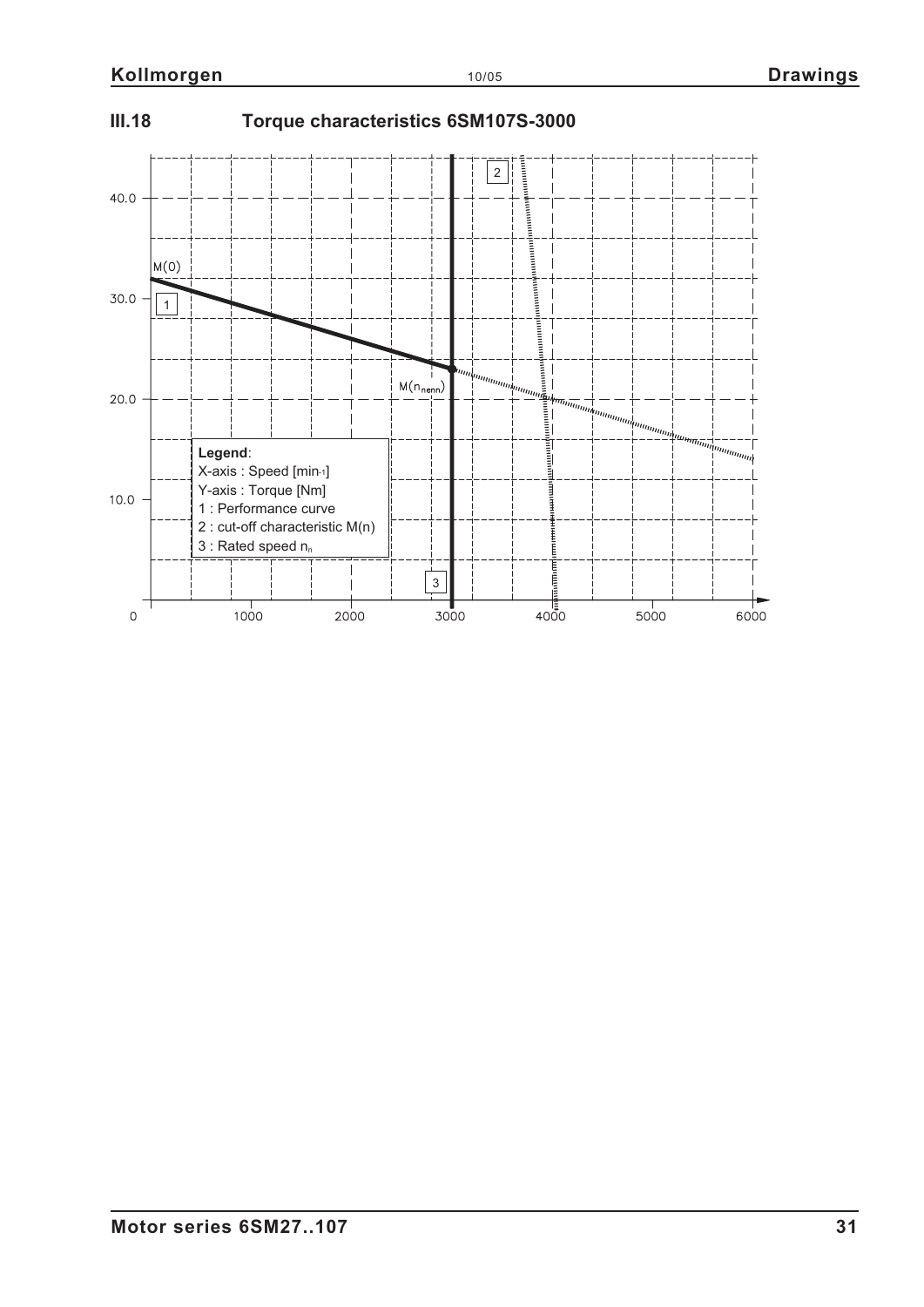### III.18 Torque characteristics 6SM107S-3000

M(0)

$M(n_{nenn})$

**Legend**:
X-axis : Speed [$min^{-1}$]
Y-axis : Torque [Nm]
1 : Performance curve
2 : cut-off characteristic M(n)
3 : Rated speed $n_n$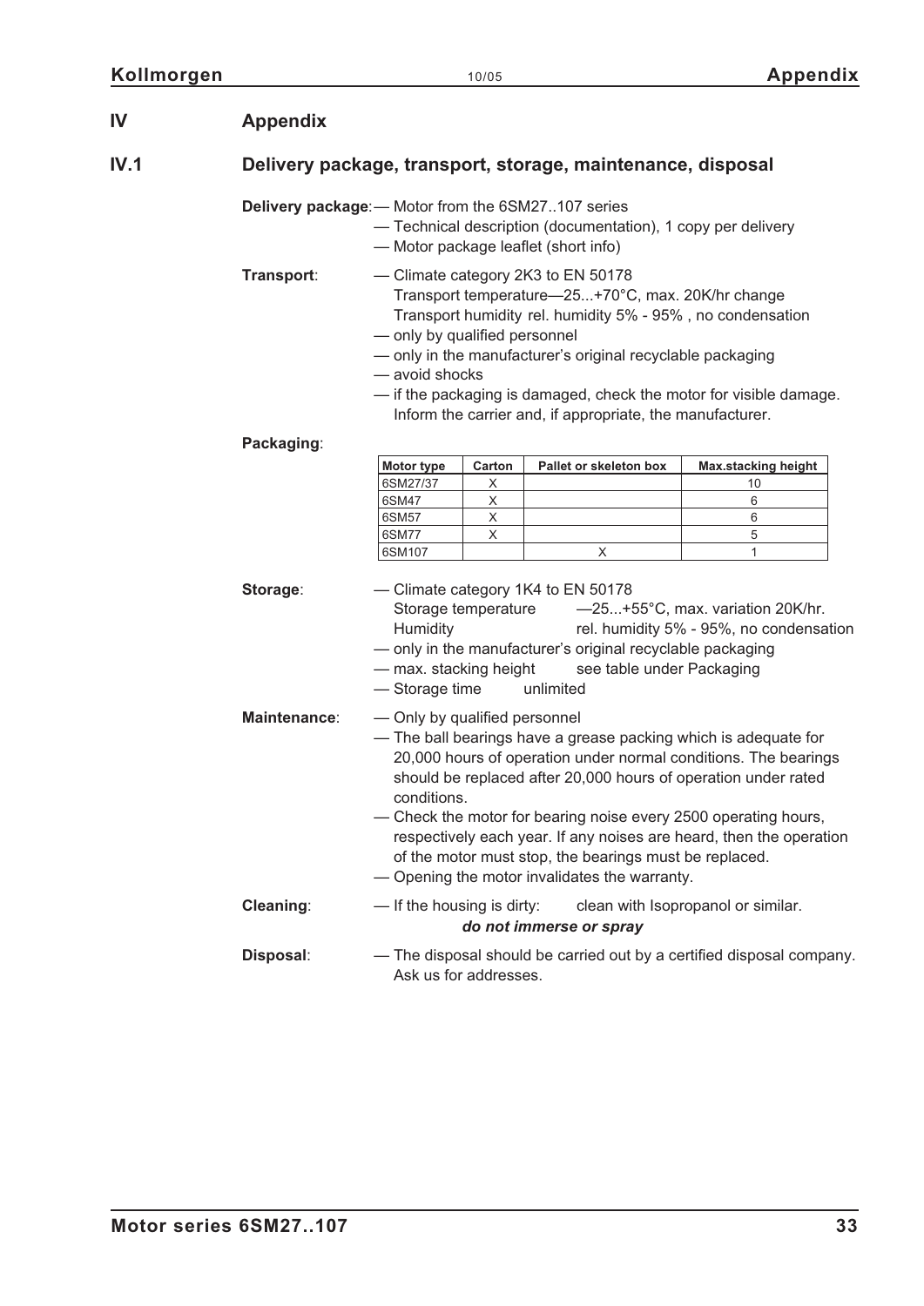# IV Appendix

## IV.1 Delivery package, transport, storage, maintenance, disposal

**Delivery package**:
- Motor from the 6SM27..107 series
- Technical description (documentation), 1 copy per delivery
- Motor package leaflet (short info)

**Transport**:
- Climate category 2K3 to EN 50178
  Transport temperature—25...+70°C, max. 20K/hr change
  Transport humidity rel. humidity 5% - 95% , no condensation
- only by qualified personnel
- only in the manufacturer's original recyclable packaging
- avoid shocks
- if the packaging is damaged, check the motor for visible damage. Inform the carrier and, if appropriate, the manufacturer.

**Packaging**:

| Motor type | Carton | Pallet or skeleton box | Max.stacking height |
|---|---|---|---|
| 6SM27/37 | X | | 10 |
| 6SM47 | X | | 6 |
| 6SM57 | X | | 6 |
| 6SM77 | X | | 5 |
| 6SM107 | | X | 1 |

**Storage**:
- Climate category 1K4 to EN 50178
  Storage temperature —25...+55°C, max. variation 20K/hr.
  Humidity rel. humidity 5% - 95%, no condensation
- only in the manufacturer's original recyclable packaging
- max. stacking height see table under Packaging
- Storage time unlimited

**Maintenance**:
- Only by qualified personnel
- The ball bearings have a grease packing which is adequate for 20,000 hours of operation under normal conditions. The bearings should be replaced after 20,000 hours of operation under rated conditions.
- Check the motor for bearing noise every 2500 operating hours, respectively each year. If any noises are heard, then the operation of the motor must stop, the bearings must be replaced.
- Opening the motor invalidates the warranty.

**Cleaning**:
- If the housing is dirty: clean with Isopropanol or similar.
  ***do not immerse or spray***

**Disposal**:
- The disposal should be carried out by a certified disposal company. Ask us for addresses.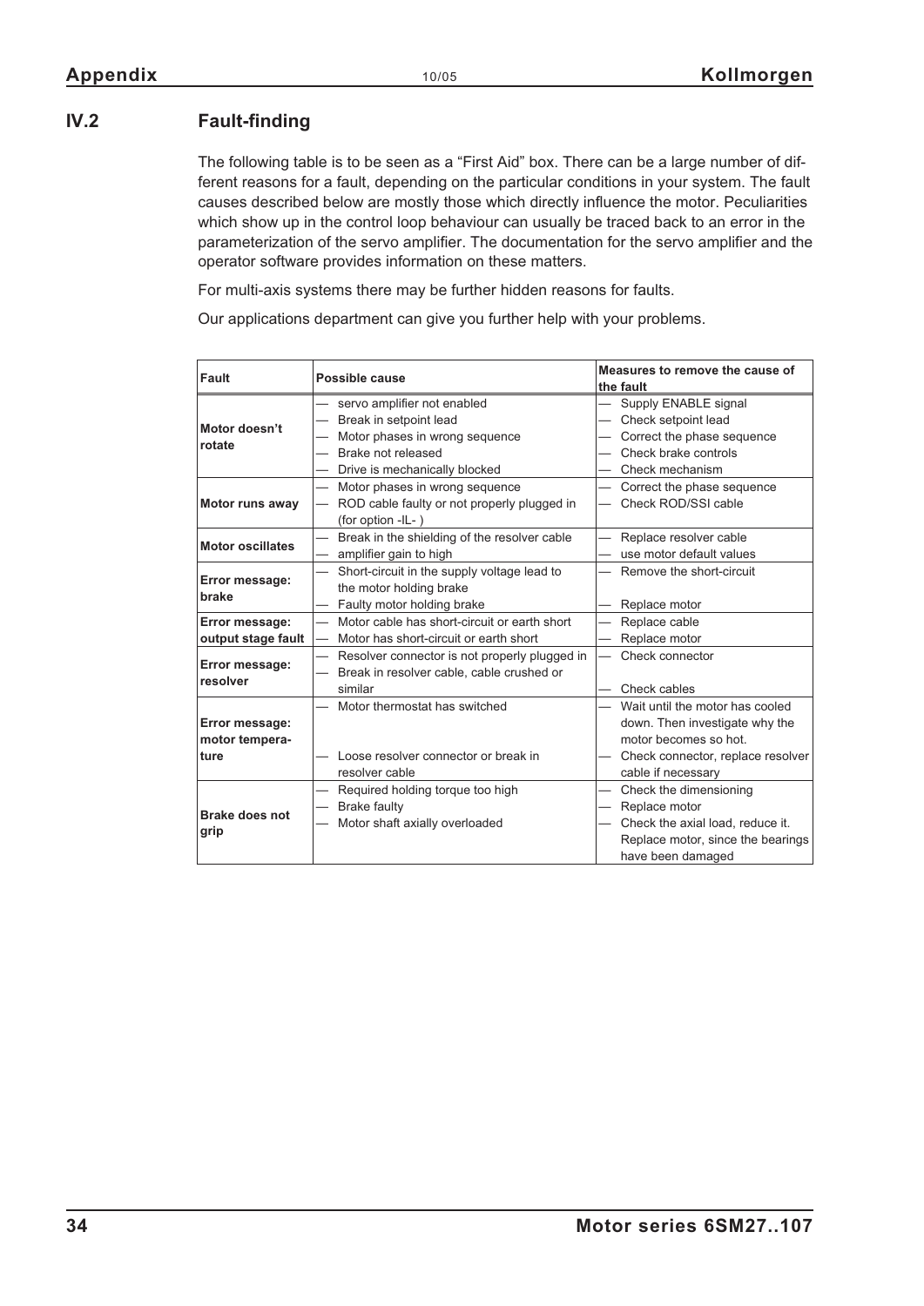## IV.2 Fault-finding

The following table is to be seen as a “First Aid” box. There can be a large number of different reasons for a fault, depending on the particular conditions in your system. The fault causes described below are mostly those which directly influence the motor. Peculiarities which show up in the control loop behaviour can usually be traced back to an error in the parameterization of the servo amplifier. The documentation for the servo amplifier and the operator software provides information on these matters.

For multi-axis systems there may be further hidden reasons for faults.

Our applications department can give you further help with your problems.

| Fault | Possible cause | Measures to remove the cause of the fault |
|---|---|---|
| **Motor doesn’t rotate** | — servo amplifier not enabled<br>— Break in setpoint lead<br>— Motor phases in wrong sequence<br>— Brake not released<br>— Drive is mechanically blocked | — Supply ENABLE signal<br>— Check setpoint lead<br>— Correct the phase sequence<br>— Check brake controls<br>— Check mechanism |
| **Motor runs away** | — Motor phases in wrong sequence<br>— ROD cable faulty or not properly plugged in (for option -IL- ) | — Correct the phase sequence<br>— Check ROD/SSI cable |
| **Motor oscillates** | — Break in the shielding of the resolver cable<br>— amplifier gain to high | — Replace resolver cable<br>— use motor default values |
| **Error message: brake** | — Short-circuit in the supply voltage lead to the motor holding brake<br>— Faulty motor holding brake | — Remove the short-circuit<br>— Replace motor |
| **Error message: output stage fault** | — Motor cable has short-circuit or earth short<br>— Motor has short-circuit or earth short | — Replace cable<br>— Replace motor |
| **Error message: resolver** | — Resolver connector is not properly plugged in<br>— Break in resolver cable, cable crushed or similar | — Check connector<br>— Check cables |
| **Error message: motor temperature** | — Motor thermostat has switched<br>— Loose resolver connector or break in resolver cable | — Wait until the motor has cooled down. Then investigate why the motor becomes so hot.<br>— Check connector, replace resolver cable if necessary |
| **Brake does not grip** | — Required holding torque too high<br>— Brake faulty<br>— Motor shaft axially overloaded | — Check the dimensioning<br>— Replace motor<br>— Check the axial load, reduce it. Replace motor, since the bearings have been damaged |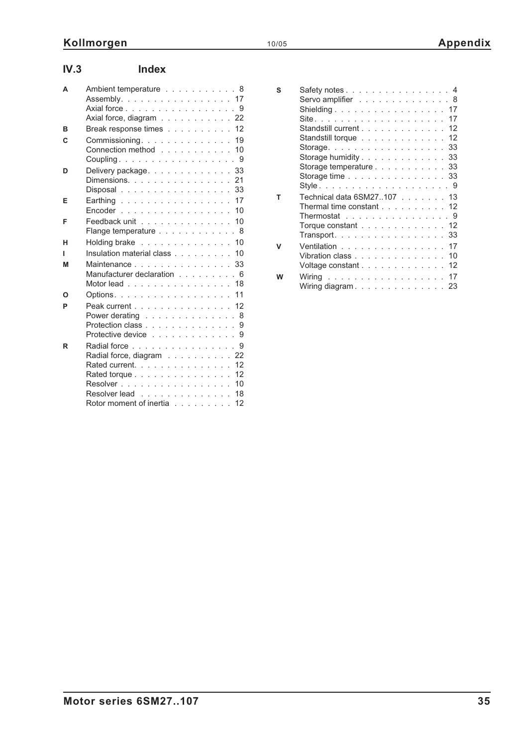## IV.3 Index

**A**
- Ambient temperature . . . . . . . . . . . 8
- Assembly. . . . . . . . . . . . . . . . . 17
- Axial force . . . . . . . . . . . . . . . . 9
- Axial force, diagram . . . . . . . . . . . 22

**B**
- Break response times . . . . . . . . . . 12

**C**
- Commissioning. . . . . . . . . . . . . . 19
- Connection method . . . . . . . . . . . 10
- Coupling . . . . . . . . . . . . . . . . . 9

**D**
- Delivery package. . . . . . . . . . . . . 33
- Dimensions. . . . . . . . . . . . . . . . 21
- Disposal . . . . . . . . . . . . . . . . . 33

**E**
- Earthing . . . . . . . . . . . . . . . . . 17
- Encoder . . . . . . . . . . . . . . . . . 10

**F**
- Feedback unit . . . . . . . . . . . . . . 10
- Flange temperature . . . . . . . . . . . . 8

**H**
- Holding brake . . . . . . . . . . . . . . 10

**I**
- Insulation material class . . . . . . . . . 10

**M**
- Maintenance . . . . . . . . . . . . . . . 33
- Manufacturer declaration . . . . . . . . . 6
- Motor lead . . . . . . . . . . . . . . . . 18

**O**
- Options. . . . . . . . . . . . . . . . . . 11

**P**
- Peak current . . . . . . . . . . . . . . . 12
- Power derating . . . . . . . . . . . . . . 8
- Protection class . . . . . . . . . . . . . 9
- Protective device . . . . . . . . . . . . . 9

**R**
- Radial force . . . . . . . . . . . . . . . 9
- Radial force, diagram . . . . . . . . . . 22
- Rated current. . . . . . . . . . . . . . . 12
- Rated torque . . . . . . . . . . . . . . . 12
- Resolver . . . . . . . . . . . . . . . . . 10
- Resolver lead . . . . . . . . . . . . . . 18
- Rotor moment of inertia . . . . . . . . . 12

**S**
- Safety notes . . . . . . . . . . . . . . . . 4
- Servo amplifier . . . . . . . . . . . . . . 8
- Shielding . . . . . . . . . . . . . . . . . 17
- Site. . . . . . . . . . . . . . . . . . . . 17
- Standstill current . . . . . . . . . . . . . 12
- Standstill torque . . . . . . . . . . . . . 12
- Storage. . . . . . . . . . . . . . . . . . 33
- Storage humidity . . . . . . . . . . . . . 33
- Storage temperature . . . . . . . . . . . 33
- Storage time . . . . . . . . . . . . . . . 33
- Style . . . . . . . . . . . . . . . . . . . . 9

**T**
- Technical data 6SM27..107 . . . . . . . 13
- Thermal time constant . . . . . . . . . . 12
- Thermostat . . . . . . . . . . . . . . . . 9
- Torque constant . . . . . . . . . . . . . 12
- Transport. . . . . . . . . . . . . . . . . 33

**V**
- Ventilation . . . . . . . . . . . . . . . . 17
- Vibration class . . . . . . . . . . . . . . 10
- Voltage constant . . . . . . . . . . . . . 12

**W**
- Wiring . . . . . . . . . . . . . . . . . . 17
- Wiring diagram . . . . . . . . . . . . . . 23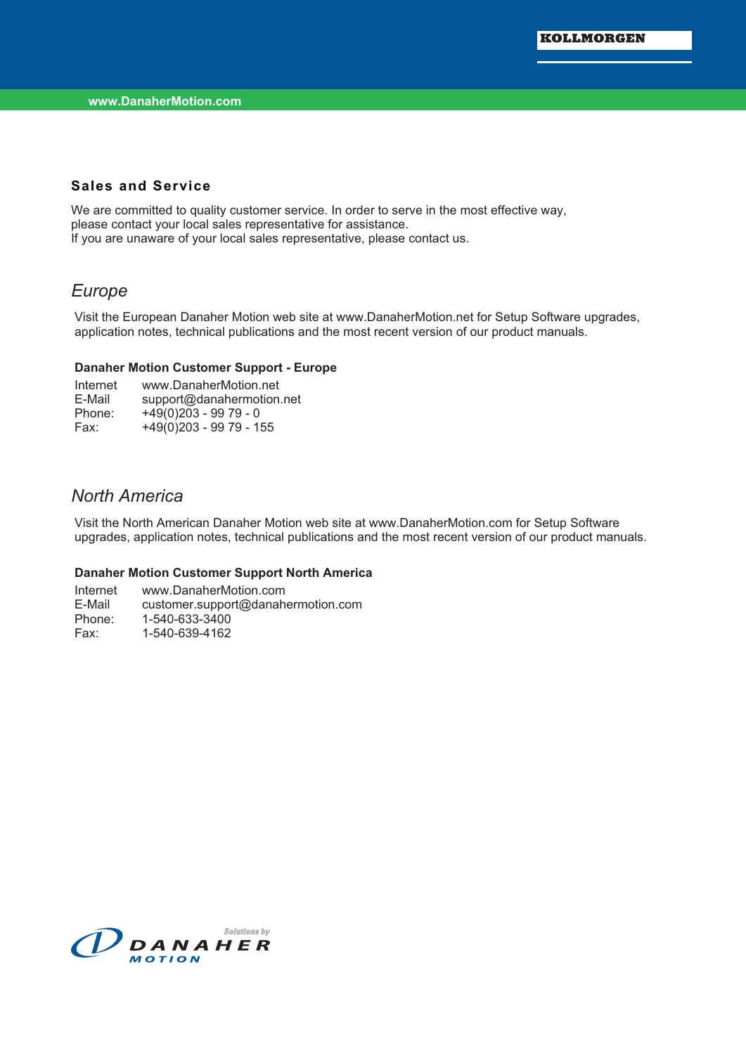KOLLMORGEN

www.DanaherMotion.com

## Sales and Service

We are committed to quality customer service. In order to serve in the most effective way, please contact your local sales representative for assistance.
If you are unaware of your local sales representative, please contact us.

### *Europe*

Visit the European Danaher Motion web site at www.DanaherMotion.net for Setup Software upgrades, application notes, technical publications and the most recent version of our product manuals.

**Danaher Motion Customer Support - Europe**

| | |
|---|---|
| Internet | www.DanaherMotion.net |
| E-Mail | support@danahermotion.net |
| Phone: | +49(0)203 - 99 79 - 0 |
| Fax: | +49(0)203 - 99 79 - 155 |

### *North America*

Visit the North American Danaher Motion web site at www.DanaherMotion.com for Setup Software upgrades, application notes, technical publications and the most recent version of our product manuals.

**Danaher Motion Customer Support North America**

| | |
|---|---|
| Internet | www.DanaherMotion.com |
| E-Mail | customer.support@danahermotion.com |
| Phone: | 1-540-633-3400 |
| Fax: | 1-540-639-4162 |

Solutions by DANAHER MOTION